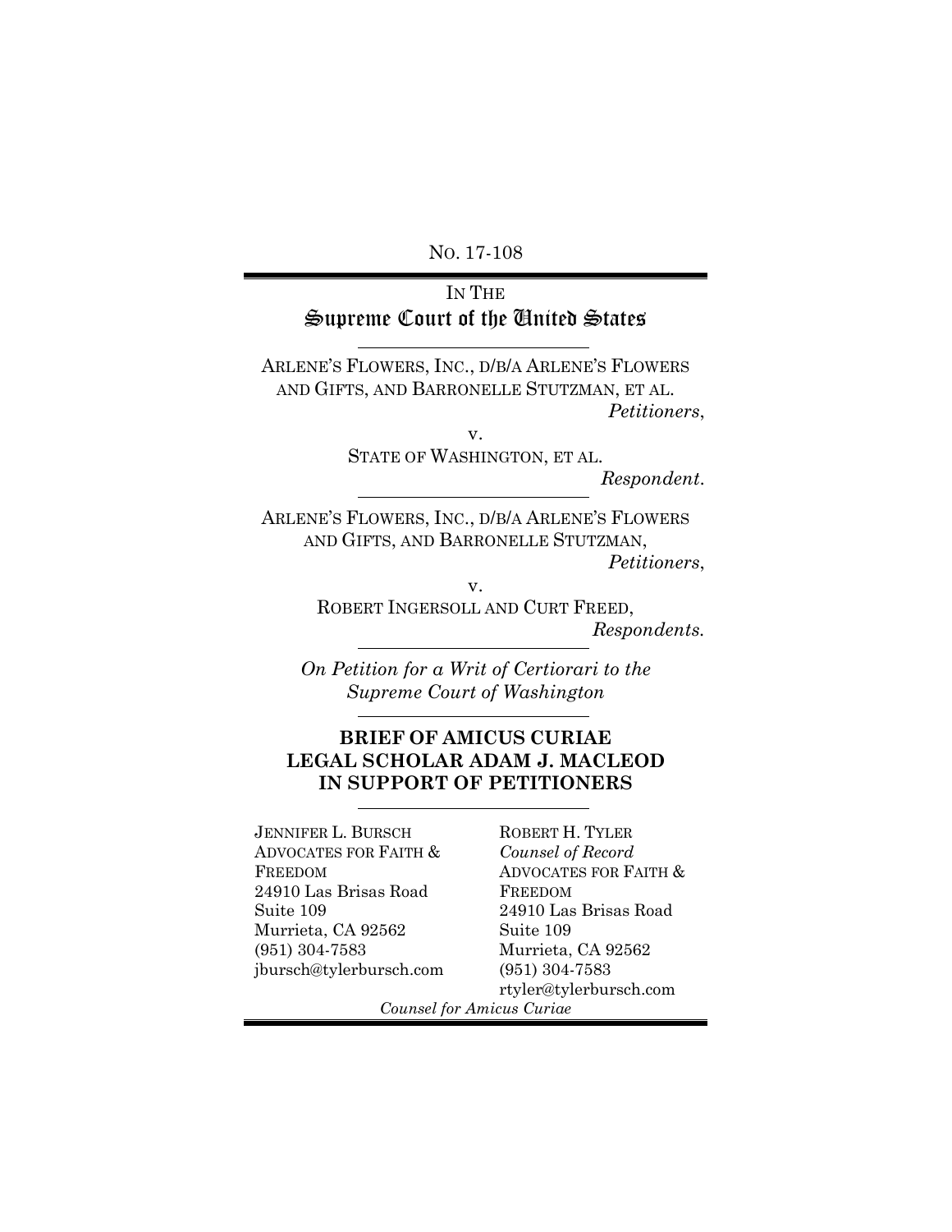No. 17-108

IN THE
# Supreme Court of the United States

ARLENE'S FLOWERS, INC., D/B/A ARLENE'S FLOWERS AND GIFTS, AND BARRONELLE STUTZMAN, ET AL.
*Petitioners*,

v.

STATE OF WASHINGTON, ET AL.
*Respondent*.

ARLENE'S FLOWERS, INC., D/B/A ARLENE'S FLOWERS AND GIFTS, AND BARRONELLE STUTZMAN,
*Petitioners*,

v.

ROBERT INGERSOLL AND CURT FREED,
*Respondents*.

*On Petition for a Writ of Certiorari to the Supreme Court of Washington*

## BRIEF OF AMICUS CURIAE LEGAL SCHOLAR ADAM J. MACLEOD IN SUPPORT OF PETITIONERS

JENNIFER L. BURSCH
ADVOCATES FOR FAITH & FREEDOM
24910 Las Brisas Road
Suite 109
Murrieta, CA 92562
(951) 304-7583
jbursch@tylerbursch.com

ROBERT H. TYLER
*Counsel of Record*
ADVOCATES FOR FAITH & FREEDOM
24910 Las Brisas Road
Suite 109
Murrieta, CA 92562
(951) 304-7583
rtyler@tylerbursch.com

*Counsel for Amicus Curiae*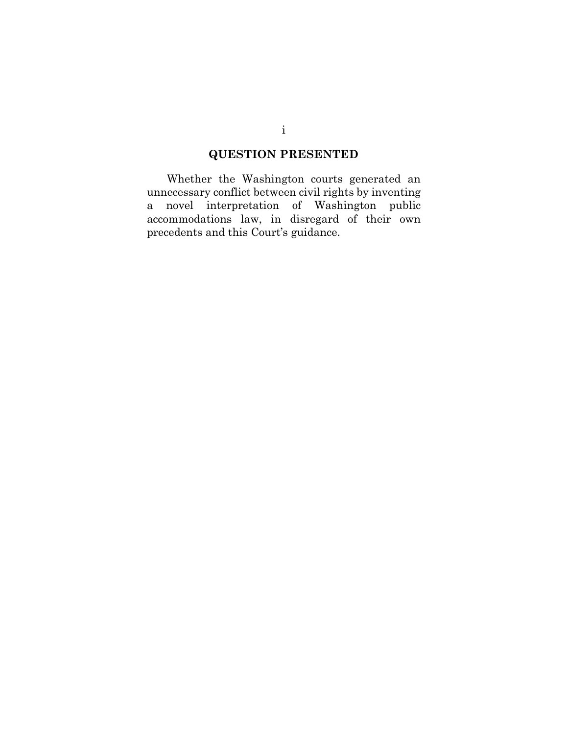## QUESTION PRESENTED

Whether the Washington courts generated an unnecessary conflict between civil rights by inventing a novel interpretation of Washington public accommodations law, in disregard of their own precedents and this Court's guidance.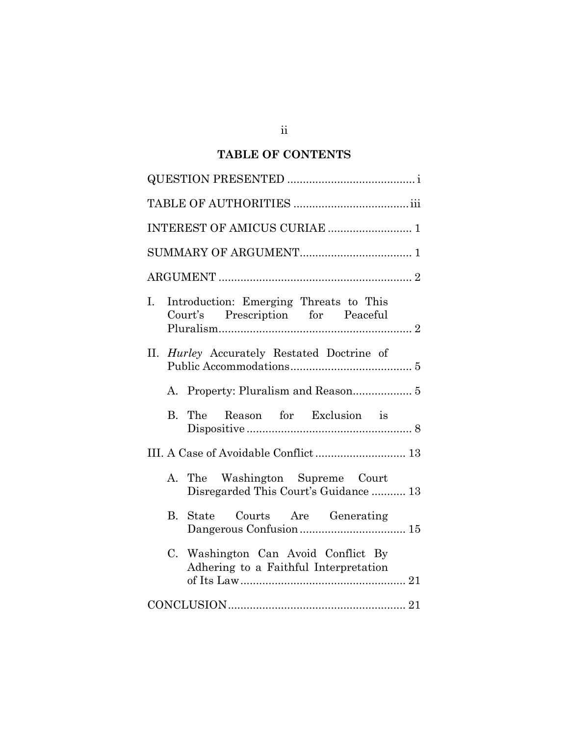## TABLE OF CONTENTS

QUESTION PRESENTED ........................................ i

TABLE OF AUTHORITIES .................................... iii

INTEREST OF AMICUS CURIAE .......................... 1

SUMMARY OF ARGUMENT.................................. 1

ARGUMENT ............................................................ 2

I. Introduction: Emerging Threats to This Court's Prescription for Peaceful Pluralism............................................................ 2

II. *Hurley* Accurately Restated Doctrine of Public Accommodations...................................... 5

   A. Property: Pluralism and Reason.................. 5

   B. The Reason for Exclusion is Dispositive ................................................... 8

III. A Case of Avoidable Conflict ............................ 13

   A. The Washington Supreme Court Disregarded This Court's Guidance ........... 13

   B. State Courts Are Generating Dangerous Confusion .................................. 15

   C. Washington Can Avoid Conflict By Adhering to a Faithful Interpretation of Its Law...................................................... 21

CONCLUSION......................................................... 21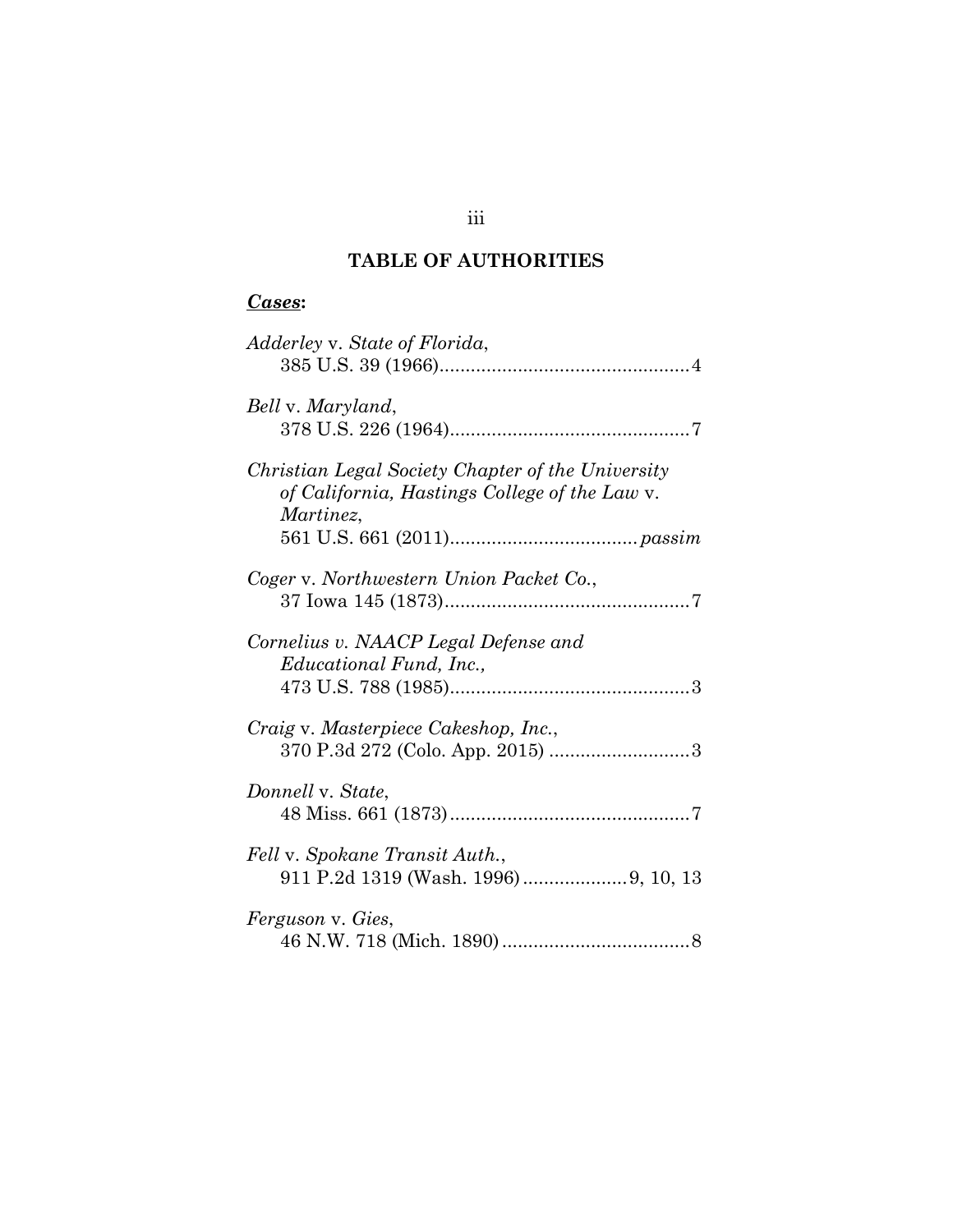## TABLE OF AUTHORITIES

### ***Cases*:**

*Adderley* v. *State of Florida*,
385 U.S. 39 (1966)................................................4

*Bell* v. *Maryland*,
378 U.S. 226 (1964).............................................7

*Christian Legal Society Chapter of the University of California, Hastings College of the Law* v. *Martinez*,
561 U.S. 661 (2011)...................................*passim*

*Coger* v. *Northwestern Union Packet Co.*,
37 Iowa 145 (1873)..............................................7

*Cornelius v. NAACP Legal Defense and Educational Fund, Inc.,*
473 U.S. 788 (1985).............................................3

*Craig* v. *Masterpiece Cakeshop, Inc.*,
370 P.3d 272 (Colo. App. 2015) ..........................3

*Donnell* v. *State*,
48 Miss. 661 (1873).............................................7

*Fell* v. *Spokane Transit Auth.*,
911 P.2d 1319 (Wash. 1996)....................9, 10, 13

*Ferguson* v. *Gies*,
46 N.W. 718 (Mich. 1890)....................................8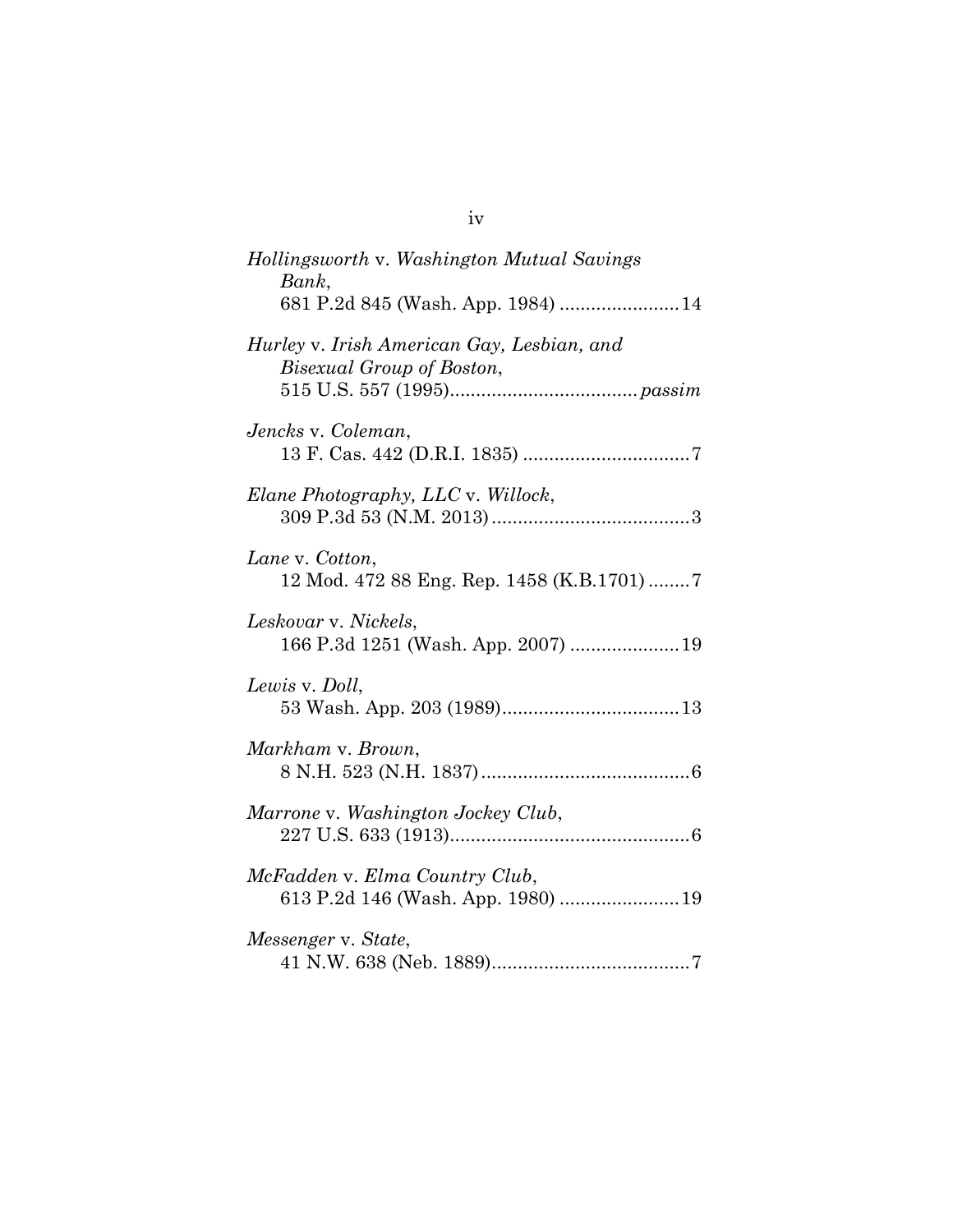*Hollingsworth* v. *Washington Mutual Savings Bank*,
681 P.2d 845 (Wash. App. 1984) .......................14

*Hurley* v. *Irish American Gay, Lesbian, and Bisexual Group of Boston*,
515 U.S. 557 (1995).................................... *passim*

*Jencks* v. *Coleman*,
13 F. Cas. 442 (D.R.I. 1835) ................................7

*Elane Photography, LLC* v. *Willock*,
309 P.3d 53 (N.M. 2013)......................................3

*Lane* v. *Cotton*,
12 Mod. 472 88 Eng. Rep. 1458 (K.B.1701) ........7

*Leskovar* v. *Nickels*,
166 P.3d 1251 (Wash. App. 2007) .....................19

*Lewis* v. *Doll*,
53 Wash. App. 203 (1989)..................................13

*Markham* v. *Brown*,
8 N.H. 523 (N.H. 1837)........................................6

*Marrone* v. *Washington Jockey Club*,
227 U.S. 633 (1913)..............................................6

*McFadden* v. *Elma Country Club*,
613 P.2d 146 (Wash. App. 1980) .......................19

*Messenger* v. *State*,
41 N.W. 638 (Neb. 1889)......................................7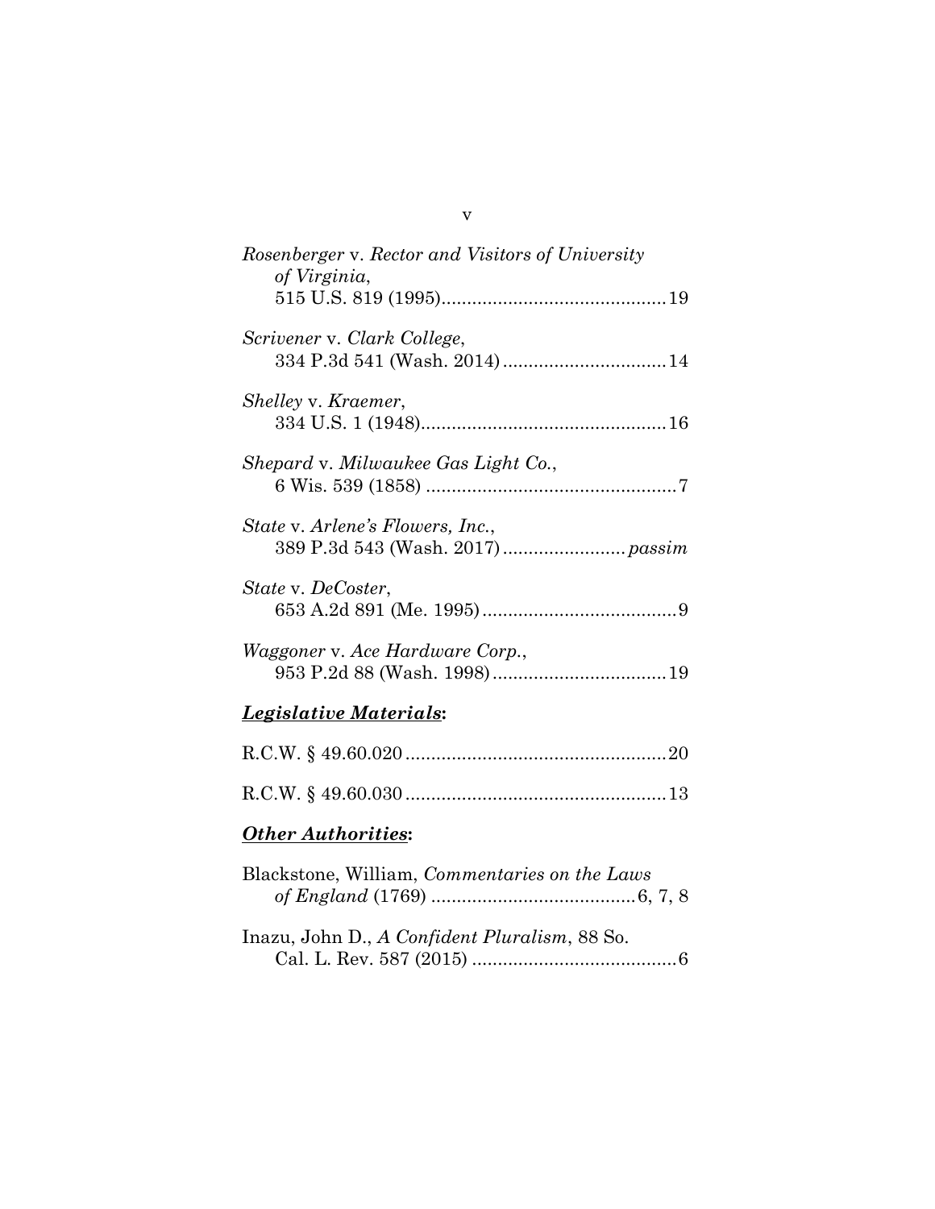*Rosenberger* v. *Rector and Visitors of University of Virginia*,
515 U.S. 819 (1995)............................................19

*Scrivener* v. *Clark College*,
334 P.3d 541 (Wash. 2014)................................14

*Shelley* v. *Kraemer*,
334 U.S. 1 (1948)................................................16

*Shepard* v. *Milwaukee Gas Light Co.*,
6 Wis. 539 (1858) .................................................7

*State* v. *Arlene's Flowers, Inc.*,
389 P.3d 543 (Wash. 2017)........................*passim*

*State* v. *DeCoster*,
653 A.2d 891 (Me. 1995).......................................9

*Waggoner* v. *Ace Hardware Corp.*,
953 P.2d 88 (Wash. 1998)..................................19

***Legislative Materials*:**

R.C.W. § 49.60.020...................................................20

R.C.W. § 49.60.030...................................................13

***Other Authorities*:**

Blackstone, William, *Commentaries on the Laws of England* (1769) ........................................6, 7, 8

Inazu, John D., *A Confident Pluralism*, 88 So. Cal. L. Rev. 587 (2015) ........................................6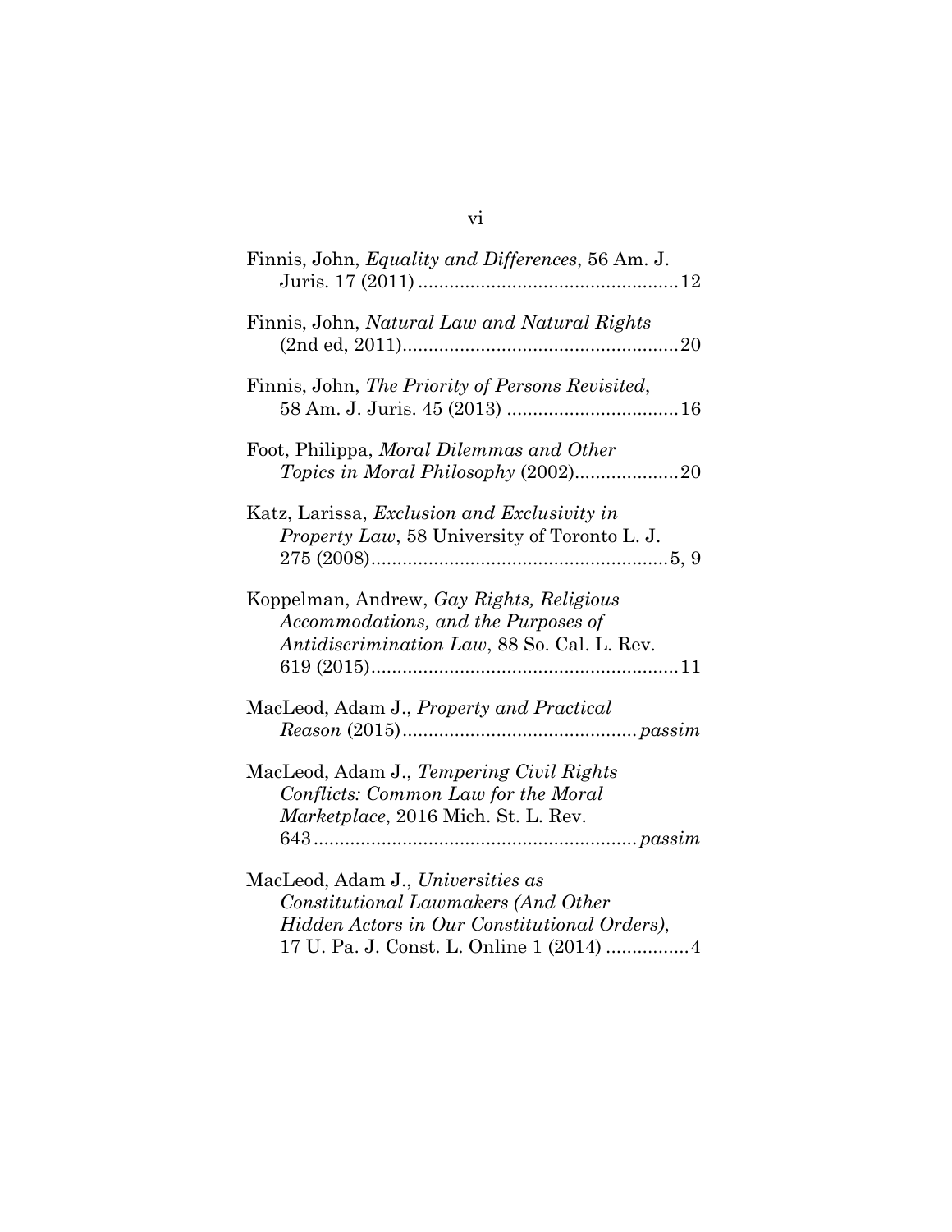Finnis, John, *Equality and Differences*, 56 Am. J. Juris. 17 (2011) ....................................................12

Finnis, John, *Natural Law and Natural Rights* (2nd ed, 2011).......................................................20

Finnis, John, *The Priority of Persons Revisited*, 58 Am. J. Juris. 45 (2013) ..................................16

Foot, Philippa, *Moral Dilemmas and Other Topics in Moral Philosophy* (2002)....................20

Katz, Larissa, *Exclusion and Exclusivity in Property Law*, 58 University of Toronto L. J. 275 (2008)..........................................................5, 9

Koppelman, Andrew, *Gay Rights, Religious Accommodations, and the Purposes of Antidiscrimination Law*, 88 So. Cal. L. Rev. 619 (2015)...........................................................11

MacLeod, Adam J., *Property and Practical Reason* (2015).............................................*passim*

MacLeod, Adam J., *Tempering Civil Rights Conflicts: Common Law for the Moral Marketplace*, 2016 Mich. St. L. Rev. 643.............................................................*passim*

MacLeod, Adam J., *Universities as Constitutional Lawmakers (And Other Hidden Actors in Our Constitutional Orders)*, 17 U. Pa. J. Const. L. Online 1 (2014) ................4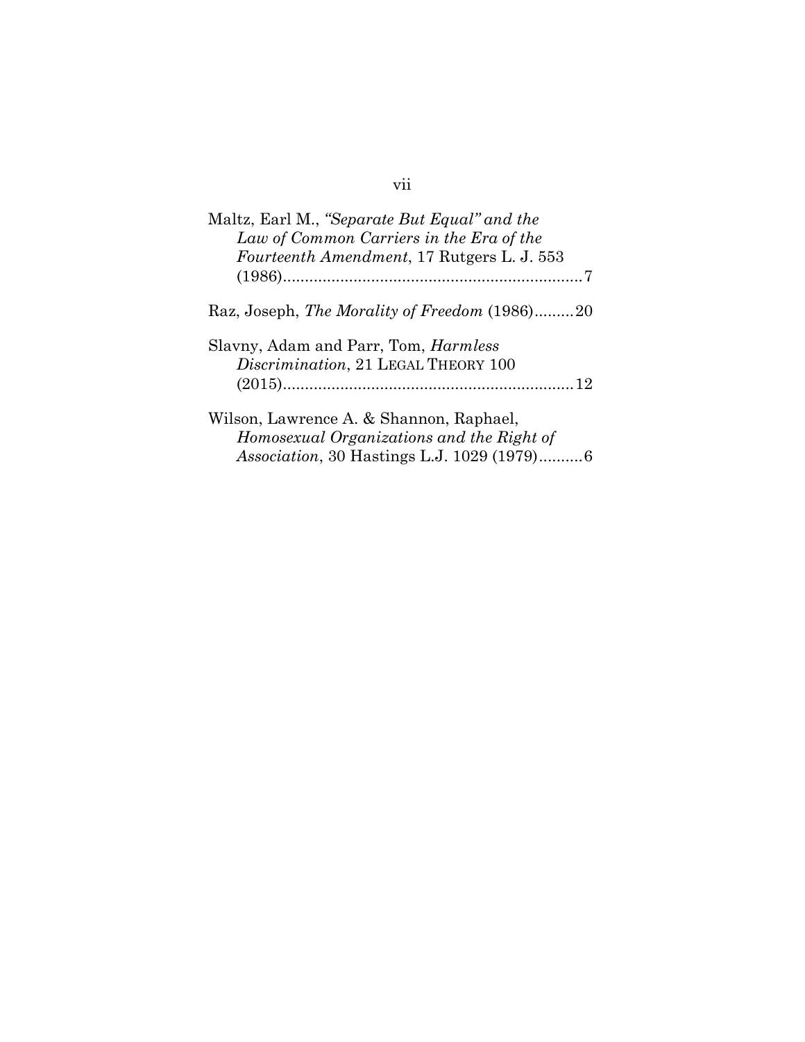Maltz, Earl M., *"Separate But Equal" and the Law of Common Carriers in the Era of the Fourteenth Amendment*, 17 Rutgers L. J. 553 (1986)....................................................................7

Raz, Joseph, *The Morality of Freedom* (1986).........20

Slavny, Adam and Parr, Tom, *Harmless Discrimination*, 21 LEGAL THEORY 100 (2015)..................................................................12

Wilson, Lawrence A. & Shannon, Raphael, *Homosexual Organizations and the Right of Association*, 30 Hastings L.J. 1029 (1979)..........6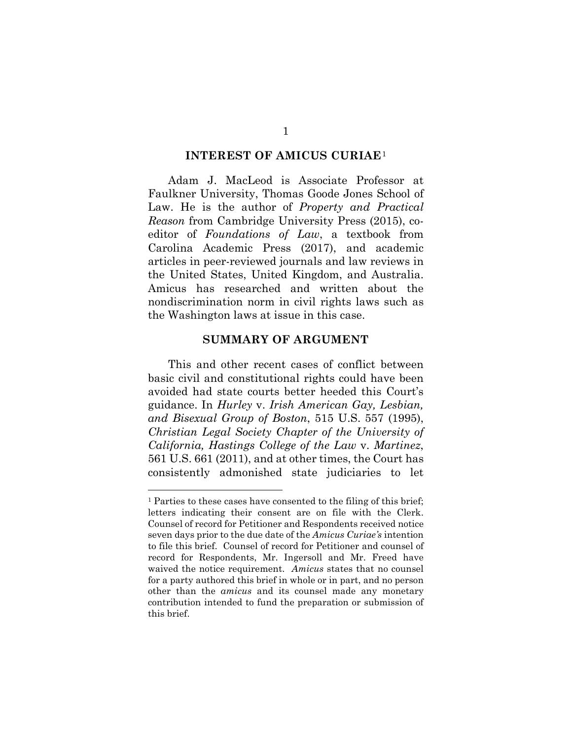## INTEREST OF AMICUS CURIAE[1]

Adam J. MacLeod is Associate Professor at Faulkner University, Thomas Goode Jones School of Law. He is the author of *Property and Practical Reason* from Cambridge University Press (2015), co-editor of *Foundations of Law*, a textbook from Carolina Academic Press (2017), and academic articles in peer-reviewed journals and law reviews in the United States, United Kingdom, and Australia. Amicus has researched and written about the nondiscrimination norm in civil rights laws such as the Washington laws at issue in this case.

## SUMMARY OF ARGUMENT

This and other recent cases of conflict between basic civil and constitutional rights could have been avoided had state courts better heeded this Court's guidance. In *Hurley* v. *Irish American Gay, Lesbian, and Bisexual Group of Boston*, 515 U.S. 557 (1995), *Christian Legal Society Chapter of the University of California, Hastings College of the Law* v. *Martinez*, 561 U.S. 661 (2011), and at other times, the Court has consistently admonished state judiciaries to let

---

[1] Parties to these cases have consented to the filing of this brief; letters indicating their consent are on file with the Clerk. Counsel of record for Petitioner and Respondents received notice seven days prior to the due date of the *Amicus Curiae's* intention to file this brief. Counsel of record for Petitioner and counsel of record for Respondents, Mr. Ingersoll and Mr. Freed have waived the notice requirement. *Amicus* states that no counsel for a party authored this brief in whole or in part, and no person other than the *amicus* and its counsel made any monetary contribution intended to fund the preparation or submission of this brief.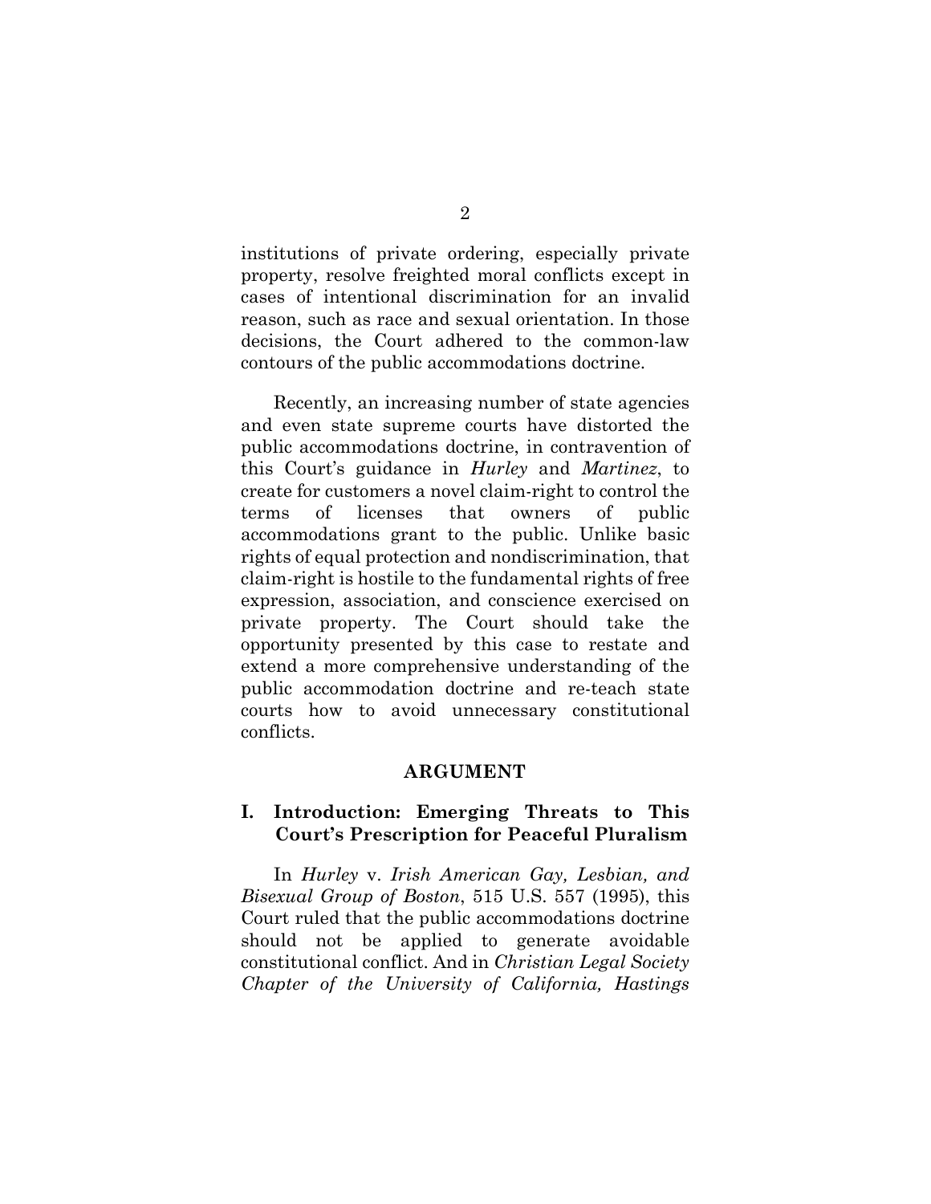institutions of private ordering, especially private property, resolve freighted moral conflicts except in cases of intentional discrimination for an invalid reason, such as race and sexual orientation. In those decisions, the Court adhered to the common-law contours of the public accommodations doctrine.

Recently, an increasing number of state agencies and even state supreme courts have distorted the public accommodations doctrine, in contravention of this Court's guidance in *Hurley* and *Martinez*, to create for customers a novel claim-right to control the terms of licenses that owners of public accommodations grant to the public. Unlike basic rights of equal protection and nondiscrimination, that claim-right is hostile to the fundamental rights of free expression, association, and conscience exercised on private property. The Court should take the opportunity presented by this case to restate and extend a more comprehensive understanding of the public accommodation doctrine and re-teach state courts how to avoid unnecessary constitutional conflicts.

## ARGUMENT

### I. Introduction: Emerging Threats to This Court's Prescription for Peaceful Pluralism

In *Hurley* v. *Irish American Gay, Lesbian, and Bisexual Group of Boston*, 515 U.S. 557 (1995), this Court ruled that the public accommodations doctrine should not be applied to generate avoidable constitutional conflict. And in *Christian Legal Society Chapter of the University of California, Hastings*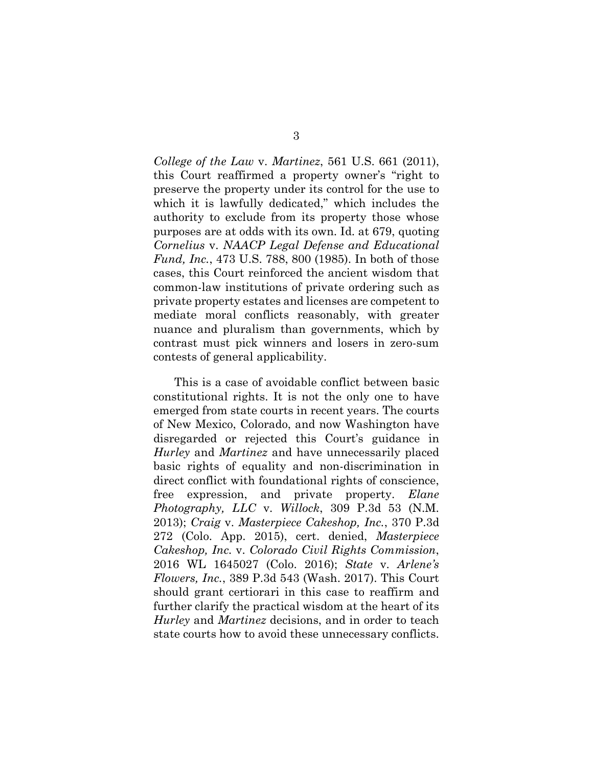*College of the Law* v. *Martinez*, 561 U.S. 661 (2011), this Court reaffirmed a property owner's "right to preserve the property under its control for the use to which it is lawfully dedicated," which includes the authority to exclude from its property those whose purposes are at odds with its own. Id. at 679, quoting *Cornelius* v. *NAACP Legal Defense and Educational Fund, Inc.*, 473 U.S. 788, 800 (1985). In both of those cases, this Court reinforced the ancient wisdom that common-law institutions of private ordering such as private property estates and licenses are competent to mediate moral conflicts reasonably, with greater nuance and pluralism than governments, which by contrast must pick winners and losers in zero-sum contests of general applicability.

This is a case of avoidable conflict between basic constitutional rights. It is not the only one to have emerged from state courts in recent years. The courts of New Mexico, Colorado, and now Washington have disregarded or rejected this Court's guidance in *Hurley* and *Martinez* and have unnecessarily placed basic rights of equality and non-discrimination in direct conflict with foundational rights of conscience, free expression, and private property. *Elane Photography, LLC* v. *Willock*, 309 P.3d 53 (N.M. 2013); *Craig* v. *Masterpiece Cakeshop, Inc.*, 370 P.3d 272 (Colo. App. 2015), cert. denied, *Masterpiece Cakeshop, Inc.* v. *Colorado Civil Rights Commission*, 2016 WL 1645027 (Colo. 2016); *State* v. *Arlene's Flowers, Inc.*, 389 P.3d 543 (Wash. 2017). This Court should grant certiorari in this case to reaffirm and further clarify the practical wisdom at the heart of its *Hurley* and *Martinez* decisions, and in order to teach state courts how to avoid these unnecessary conflicts.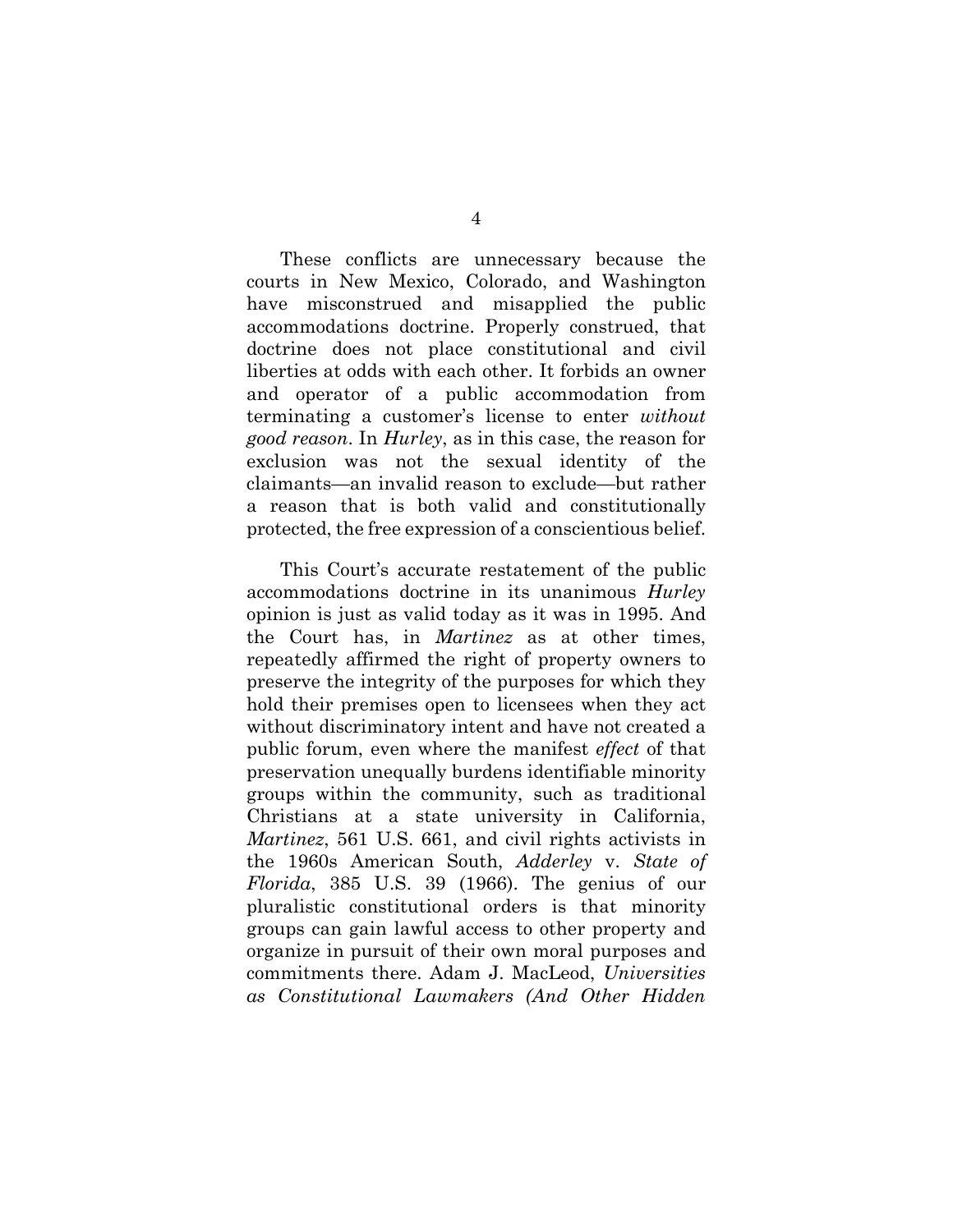These conflicts are unnecessary because the courts in New Mexico, Colorado, and Washington have misconstrued and misapplied the public accommodations doctrine. Properly construed, that doctrine does not place constitutional and civil liberties at odds with each other. It forbids an owner and operator of a public accommodation from terminating a customer's license to enter *without good reason*. In *Hurley*, as in this case, the reason for exclusion was not the sexual identity of the claimants—an invalid reason to exclude—but rather a reason that is both valid and constitutionally protected, the free expression of a conscientious belief.

This Court's accurate restatement of the public accommodations doctrine in its unanimous *Hurley* opinion is just as valid today as it was in 1995. And the Court has, in *Martinez* as at other times, repeatedly affirmed the right of property owners to preserve the integrity of the purposes for which they hold their premises open to licensees when they act without discriminatory intent and have not created a public forum, even where the manifest *effect* of that preservation unequally burdens identifiable minority groups within the community, such as traditional Christians at a state university in California, *Martinez*, 561 U.S. 661, and civil rights activists in the 1960s American South, *Adderley* v. *State of Florida*, 385 U.S. 39 (1966). The genius of our pluralistic constitutional orders is that minority groups can gain lawful access to other property and organize in pursuit of their own moral purposes and commitments there. Adam J. MacLeod, *Universities as Constitutional Lawmakers (And Other Hidden*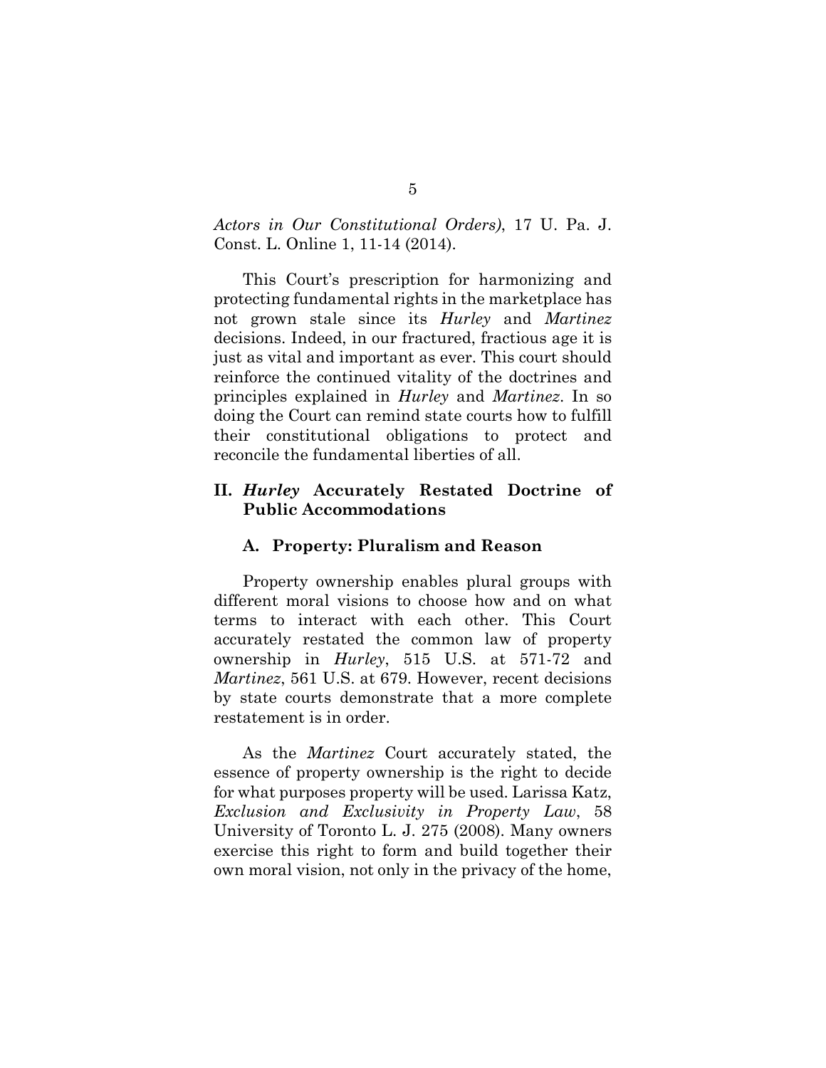*Actors in Our Constitutional Orders)*, 17 U. Pa. J. Const. L. Online 1, 11-14 (2014).

This Court's prescription for harmonizing and protecting fundamental rights in the marketplace has not grown stale since its *Hurley* and *Martinez* decisions. Indeed, in our fractured, fractious age it is just as vital and important as ever. This court should reinforce the continued vitality of the doctrines and principles explained in *Hurley* and *Martinez*. In so doing the Court can remind state courts how to fulfill their constitutional obligations to protect and reconcile the fundamental liberties of all.

## II. *Hurley* Accurately Restated Doctrine of Public Accommodations

### A. Property: Pluralism and Reason

Property ownership enables plural groups with different moral visions to choose how and on what terms to interact with each other. This Court accurately restated the common law of property ownership in *Hurley*, 515 U.S. at 571-72 and *Martinez*, 561 U.S. at 679. However, recent decisions by state courts demonstrate that a more complete restatement is in order.

As the *Martinez* Court accurately stated, the essence of property ownership is the right to decide for what purposes property will be used. Larissa Katz, *Exclusion and Exclusivity in Property Law*, 58 University of Toronto L. J. 275 (2008). Many owners exercise this right to form and build together their own moral vision, not only in the privacy of the home,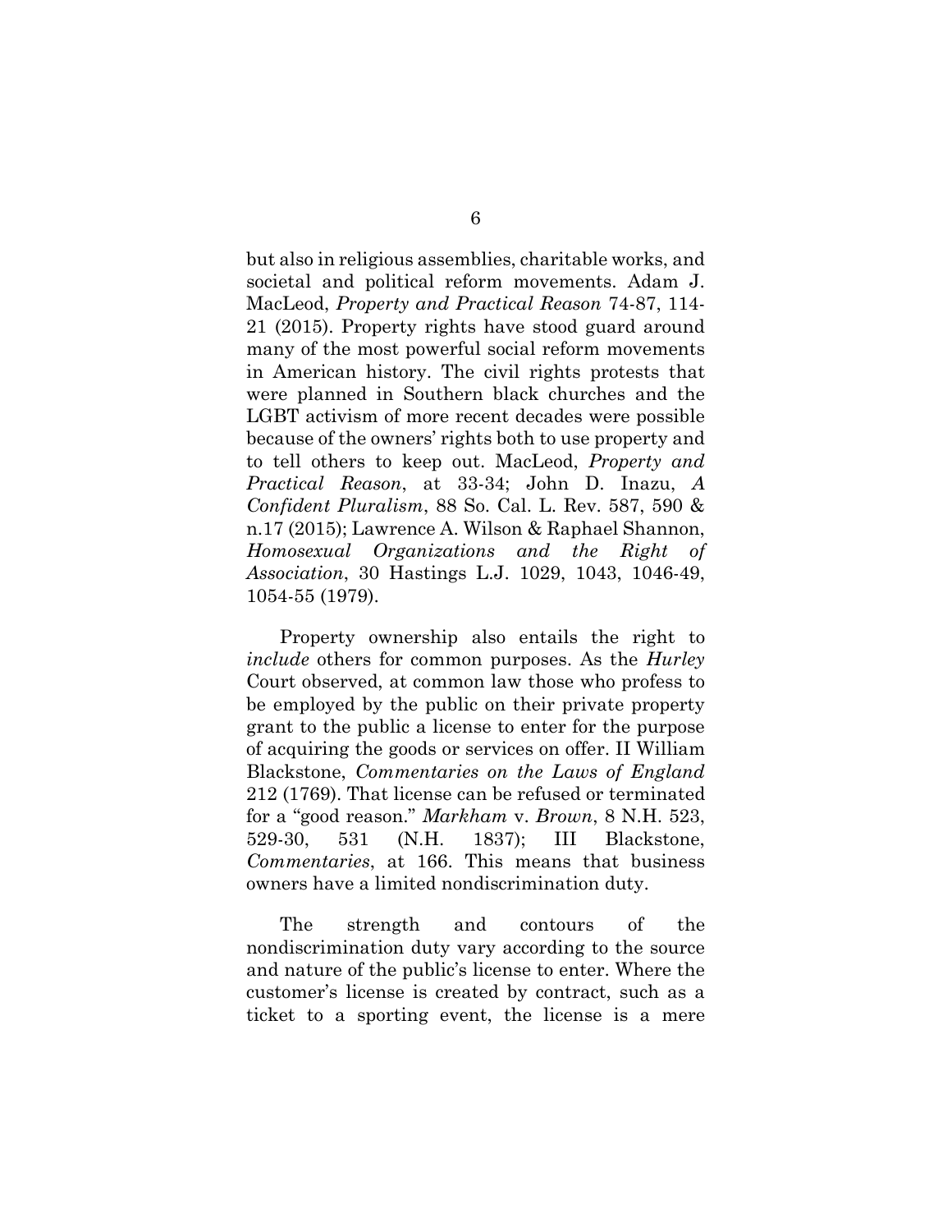but also in religious assemblies, charitable works, and societal and political reform movements. Adam J. MacLeod, *Property and Practical Reason* 74-87, 114-21 (2015). Property rights have stood guard around many of the most powerful social reform movements in American history. The civil rights protests that were planned in Southern black churches and the LGBT activism of more recent decades were possible because of the owners' rights both to use property and to tell others to keep out. MacLeod, *Property and Practical Reason*, at 33-34; John D. Inazu, *A Confident Pluralism*, 88 So. Cal. L. Rev. 587, 590 & n.17 (2015); Lawrence A. Wilson & Raphael Shannon, *Homosexual Organizations and the Right of Association*, 30 Hastings L.J. 1029, 1043, 1046-49, 1054-55 (1979).

Property ownership also entails the right to *include* others for common purposes. As the *Hurley* Court observed, at common law those who profess to be employed by the public on their private property grant to the public a license to enter for the purpose of acquiring the goods or services on offer. II William Blackstone, *Commentaries on the Laws of England* 212 (1769). That license can be refused or terminated for a "good reason." *Markham* v. *Brown*, 8 N.H. 523, 529-30, 531 (N.H. 1837); III Blackstone, *Commentaries*, at 166. This means that business owners have a limited nondiscrimination duty.

The strength and contours of the nondiscrimination duty vary according to the source and nature of the public's license to enter. Where the customer's license is created by contract, such as a ticket to a sporting event, the license is a mere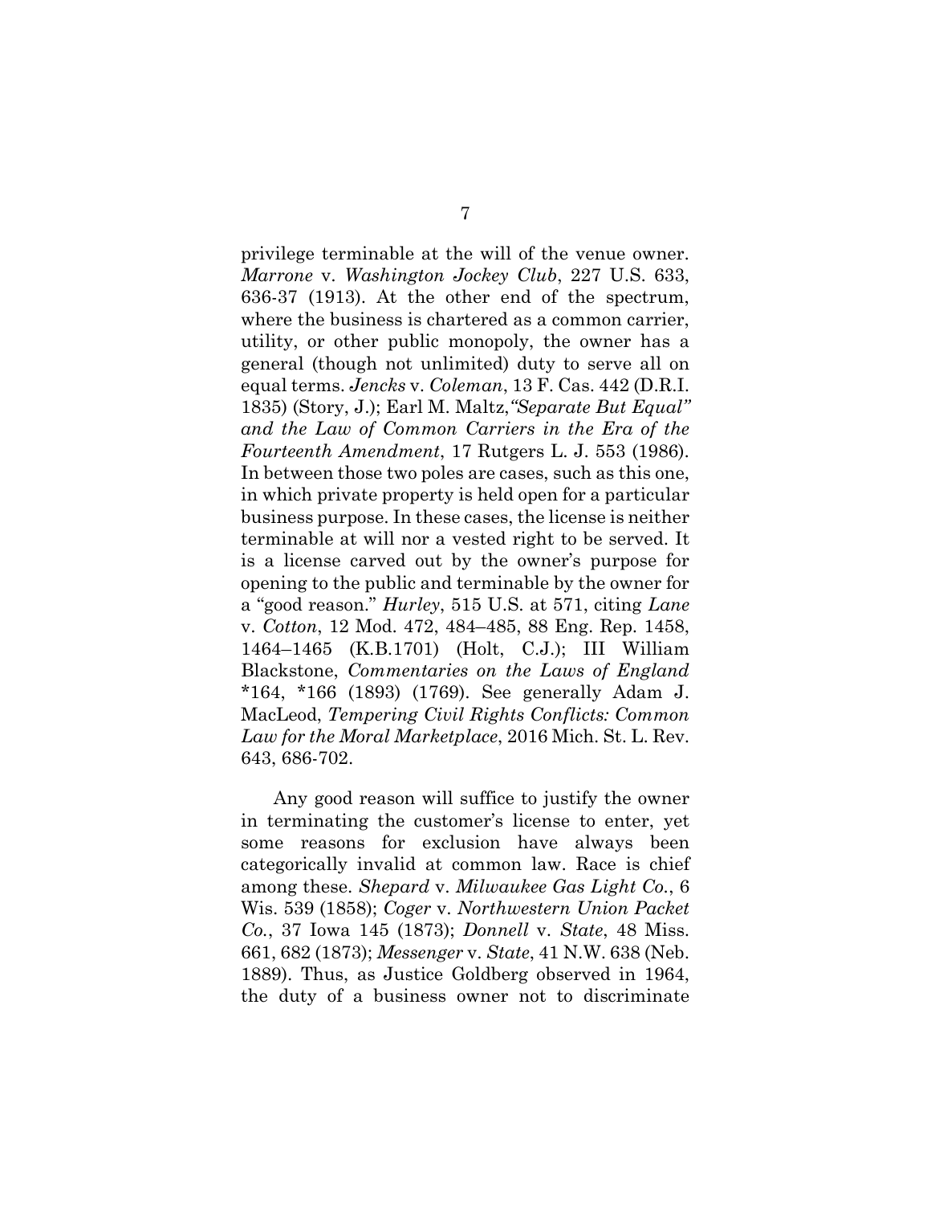privilege terminable at the will of the venue owner. *Marrone* v. *Washington Jockey Club*, 227 U.S. 633, 636-37 (1913). At the other end of the spectrum, where the business is chartered as a common carrier, utility, or other public monopoly, the owner has a general (though not unlimited) duty to serve all on equal terms. *Jencks* v. *Coleman*, 13 F. Cas. 442 (D.R.I. 1835) (Story, J.); Earl M. Maltz, *"Separate But Equal" and the Law of Common Carriers in the Era of the Fourteenth Amendment*, 17 Rutgers L. J. 553 (1986). In between those two poles are cases, such as this one, in which private property is held open for a particular business purpose. In these cases, the license is neither terminable at will nor a vested right to be served. It is a license carved out by the owner's purpose for opening to the public and terminable by the owner for a "good reason." *Hurley*, 515 U.S. at 571, citing *Lane* v. *Cotton*, 12 Mod. 472, 484–485, 88 Eng. Rep. 1458, 1464–1465 (K.B.1701) (Holt, C.J.); III William Blackstone, *Commentaries on the Laws of England* *164, *166 (1893) (1769). See generally Adam J. MacLeod, *Tempering Civil Rights Conflicts: Common Law for the Moral Marketplace*, 2016 Mich. St. L. Rev. 643, 686-702.

Any good reason will suffice to justify the owner in terminating the customer's license to enter, yet some reasons for exclusion have always been categorically invalid at common law. Race is chief among these. *Shepard* v. *Milwaukee Gas Light Co.*, 6 Wis. 539 (1858); *Coger* v. *Northwestern Union Packet Co.*, 37 Iowa 145 (1873); *Donnell* v. *State*, 48 Miss. 661, 682 (1873); *Messenger* v. *State*, 41 N.W. 638 (Neb. 1889). Thus, as Justice Goldberg observed in 1964, the duty of a business owner not to discriminate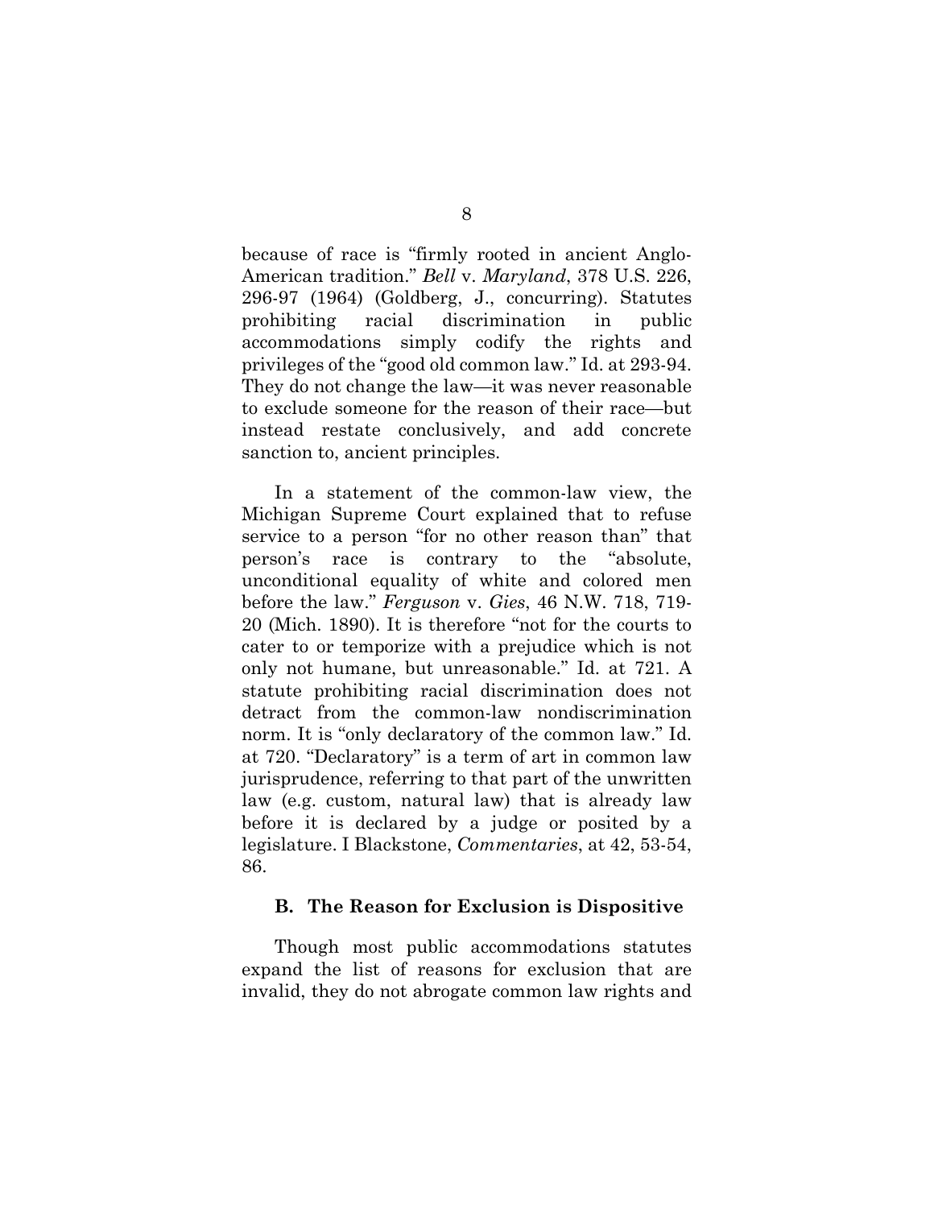because of race is "firmly rooted in ancient Anglo-American tradition." *Bell* v. *Maryland*, 378 U.S. 226, 296-97 (1964) (Goldberg, J., concurring). Statutes prohibiting racial discrimination in public accommodations simply codify the rights and privileges of the "good old common law." Id. at 293-94. They do not change the law—it was never reasonable to exclude someone for the reason of their race—but instead restate conclusively, and add concrete sanction to, ancient principles.

In a statement of the common-law view, the Michigan Supreme Court explained that to refuse service to a person "for no other reason than" that person's race is contrary to the "absolute, unconditional equality of white and colored men before the law." *Ferguson* v. *Gies*, 46 N.W. 718, 719-20 (Mich. 1890). It is therefore "not for the courts to cater to or temporize with a prejudice which is not only not humane, but unreasonable." Id. at 721. A statute prohibiting racial discrimination does not detract from the common-law nondiscrimination norm. It is "only declaratory of the common law." Id. at 720. "Declaratory" is a term of art in common law jurisprudence, referring to that part of the unwritten law (e.g. custom, natural law) that is already law before it is declared by a judge or posited by a legislature. I Blackstone, *Commentaries*, at 42, 53-54, 86.

### B. The Reason for Exclusion is Dispositive

Though most public accommodations statutes expand the list of reasons for exclusion that are invalid, they do not abrogate common law rights and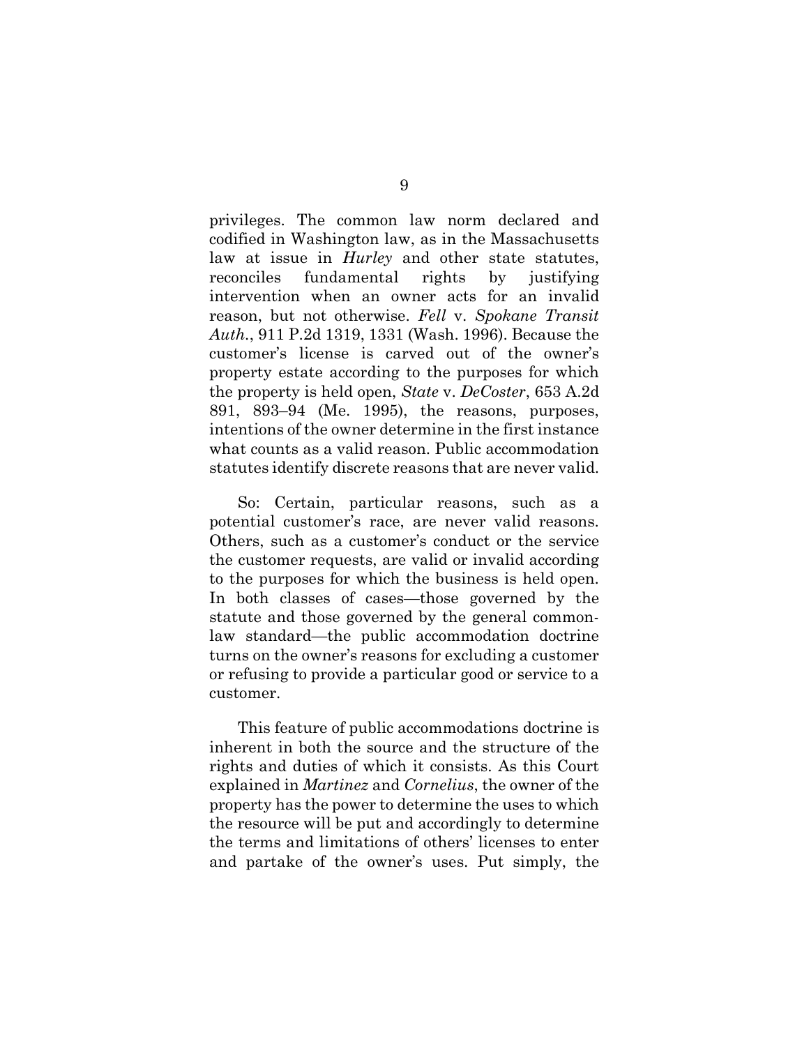privileges. The common law norm declared and codified in Washington law, as in the Massachusetts law at issue in *Hurley* and other state statutes, reconciles fundamental rights by justifying intervention when an owner acts for an invalid reason, but not otherwise. *Fell* v. *Spokane Transit Auth.*, 911 P.2d 1319, 1331 (Wash. 1996). Because the customer's license is carved out of the owner's property estate according to the purposes for which the property is held open, *State* v. *DeCoster*, 653 A.2d 891, 893–94 (Me. 1995), the reasons, purposes, intentions of the owner determine in the first instance what counts as a valid reason. Public accommodation statutes identify discrete reasons that are never valid.

So: Certain, particular reasons, such as a potential customer's race, are never valid reasons. Others, such as a customer's conduct or the service the customer requests, are valid or invalid according to the purposes for which the business is held open. In both classes of cases—those governed by the statute and those governed by the general common-law standard—the public accommodation doctrine turns on the owner's reasons for excluding a customer or refusing to provide a particular good or service to a customer.

This feature of public accommodations doctrine is inherent in both the source and the structure of the rights and duties of which it consists. As this Court explained in *Martinez* and *Cornelius*, the owner of the property has the power to determine the uses to which the resource will be put and accordingly to determine the terms and limitations of others' licenses to enter and partake of the owner's uses. Put simply, the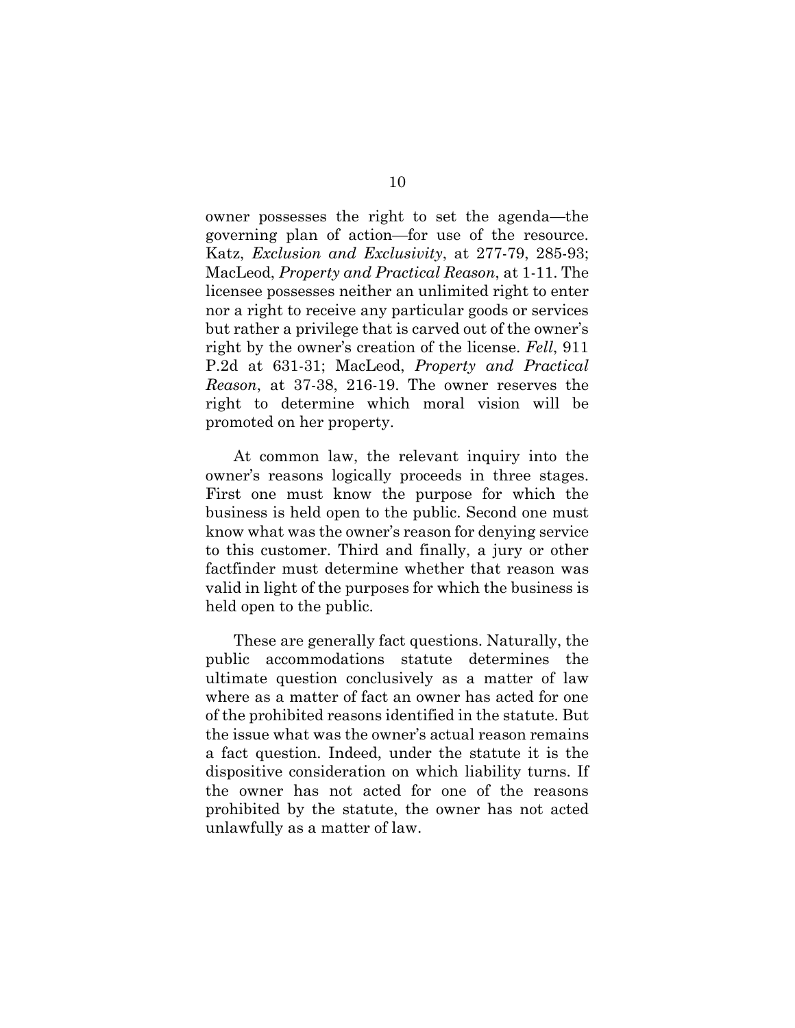owner possesses the right to set the agenda—the governing plan of action—for use of the resource. Katz, *Exclusion and Exclusivity*, at 277-79, 285-93; MacLeod, *Property and Practical Reason*, at 1-11. The licensee possesses neither an unlimited right to enter nor a right to receive any particular goods or services but rather a privilege that is carved out of the owner's right by the owner's creation of the license. *Fell*, 911 P.2d at 631-31; MacLeod, *Property and Practical Reason*, at 37-38, 216-19. The owner reserves the right to determine which moral vision will be promoted on her property.

At common law, the relevant inquiry into the owner's reasons logically proceeds in three stages. First one must know the purpose for which the business is held open to the public. Second one must know what was the owner's reason for denying service to this customer. Third and finally, a jury or other factfinder must determine whether that reason was valid in light of the purposes for which the business is held open to the public.

These are generally fact questions. Naturally, the public accommodations statute determines the ultimate question conclusively as a matter of law where as a matter of fact an owner has acted for one of the prohibited reasons identified in the statute. But the issue what was the owner's actual reason remains a fact question. Indeed, under the statute it is the dispositive consideration on which liability turns. If the owner has not acted for one of the reasons prohibited by the statute, the owner has not acted unlawfully as a matter of law.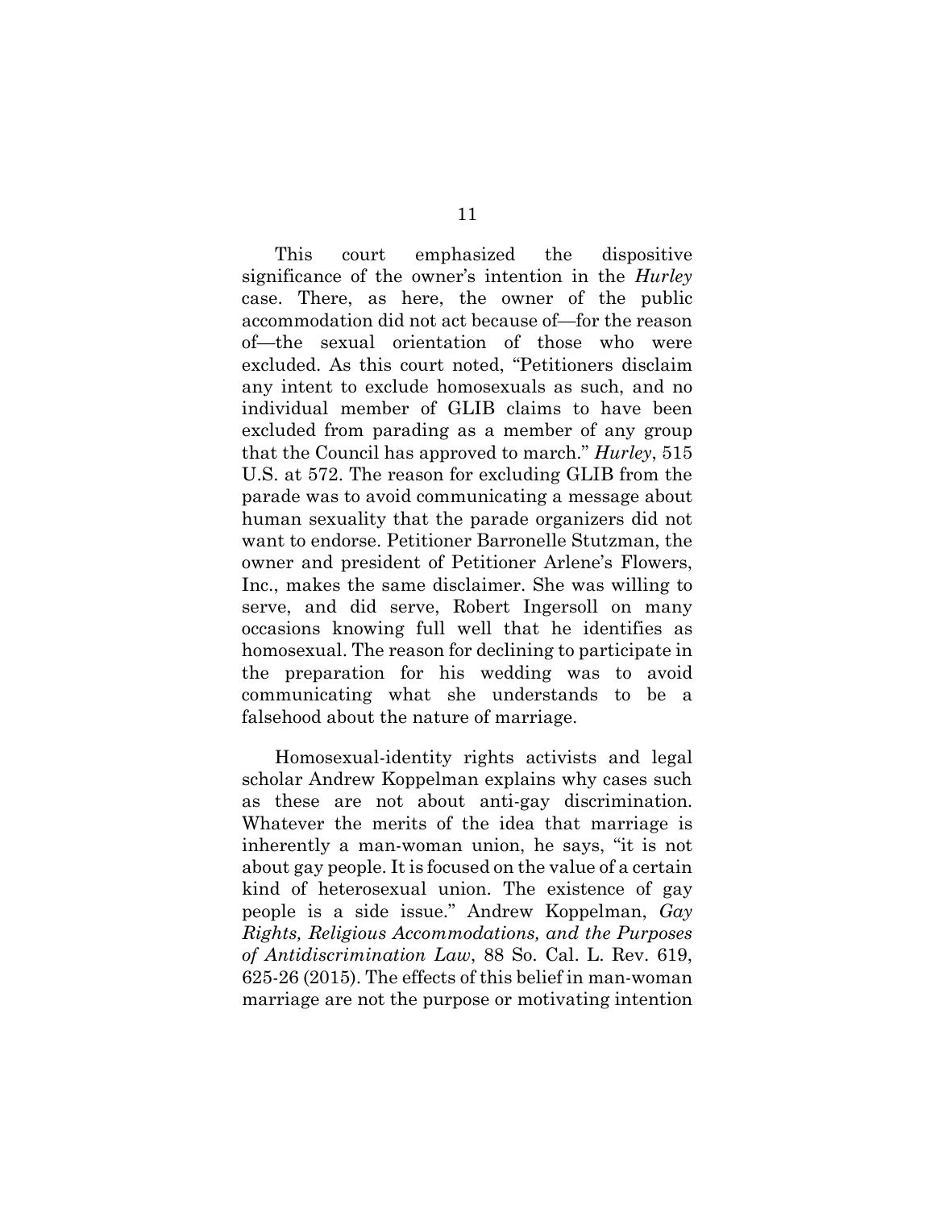This court emphasized the dispositive significance of the owner's intention in the *Hurley* case. There, as here, the owner of the public accommodation did not act because of—for the reason of—the sexual orientation of those who were excluded. As this court noted, "Petitioners disclaim any intent to exclude homosexuals as such, and no individual member of GLIB claims to have been excluded from parading as a member of any group that the Council has approved to march." *Hurley*, 515 U.S. at 572. The reason for excluding GLIB from the parade was to avoid communicating a message about human sexuality that the parade organizers did not want to endorse. Petitioner Barronelle Stutzman, the owner and president of Petitioner Arlene's Flowers, Inc., makes the same disclaimer. She was willing to serve, and did serve, Robert Ingersoll on many occasions knowing full well that he identifies as homosexual. The reason for declining to participate in the preparation for his wedding was to avoid communicating what she understands to be a falsehood about the nature of marriage.

Homosexual-identity rights activists and legal scholar Andrew Koppelman explains why cases such as these are not about anti-gay discrimination. Whatever the merits of the idea that marriage is inherently a man-woman union, he says, "it is not about gay people. It is focused on the value of a certain kind of heterosexual union. The existence of gay people is a side issue." Andrew Koppelman, *Gay Rights, Religious Accommodations, and the Purposes of Antidiscrimination Law*, 88 So. Cal. L. Rev. 619, 625-26 (2015). The effects of this belief in man-woman marriage are not the purpose or motivating intention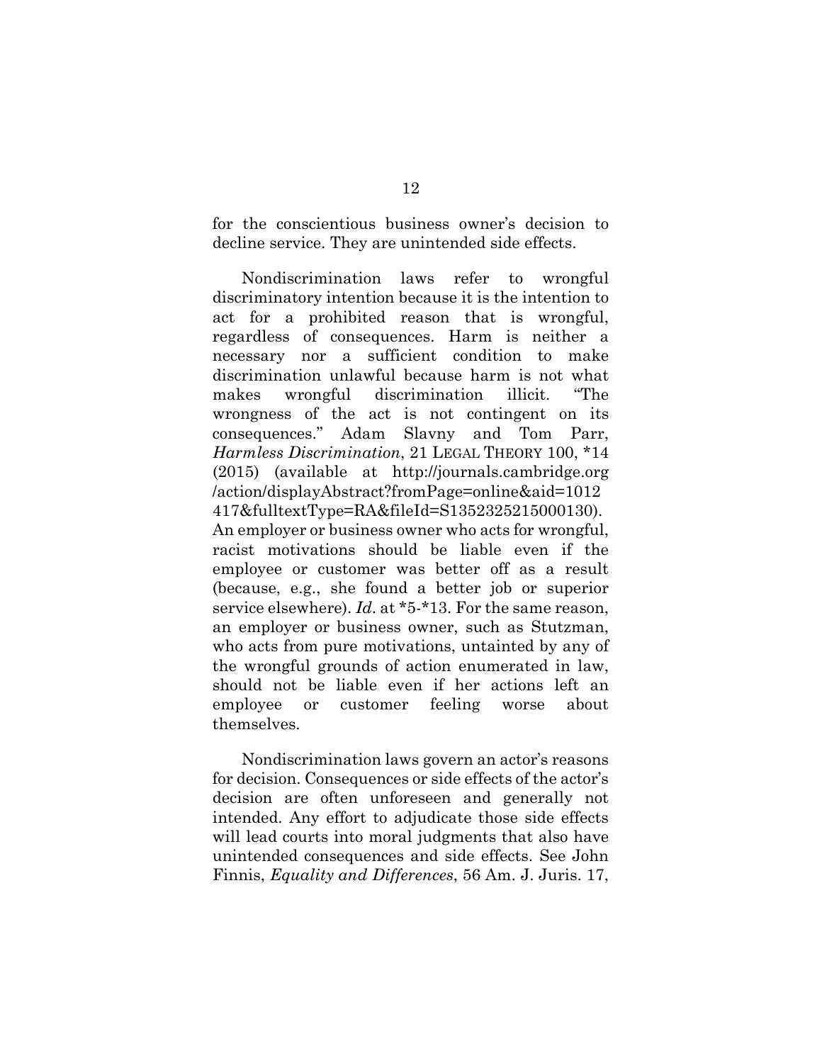for the conscientious business owner's decision to decline service. They are unintended side effects.

Nondiscrimination laws refer to wrongful discriminatory intention because it is the intention to act for a prohibited reason that is wrongful, regardless of consequences. Harm is neither a necessary nor a sufficient condition to make discrimination unlawful because harm is not what makes wrongful discrimination illicit. "The wrongness of the act is not contingent on its consequences." Adam Slavny and Tom Parr, *Harmless Discrimination*, 21 LEGAL THEORY 100, *14 (2015) (available at http://journals.cambridge.org/action/displayAbstract?fromPage=online&aid=1012417&fulltextType=RA&fileId=S1352325215000130). An employer or business owner who acts for wrongful, racist motivations should be liable even if the employee or customer was better off as a result (because, e.g., she found a better job or superior service elsewhere). *Id*. at *5-*13. For the same reason, an employer or business owner, such as Stutzman, who acts from pure motivations, untainted by any of the wrongful grounds of action enumerated in law, should not be liable even if her actions left an employee or customer feeling worse about themselves.

Nondiscrimination laws govern an actor's reasons for decision. Consequences or side effects of the actor's decision are often unforeseen and generally not intended. Any effort to adjudicate those side effects will lead courts into moral judgments that also have unintended consequences and side effects. See John Finnis, *Equality and Differences*, 56 Am. J. Juris. 17,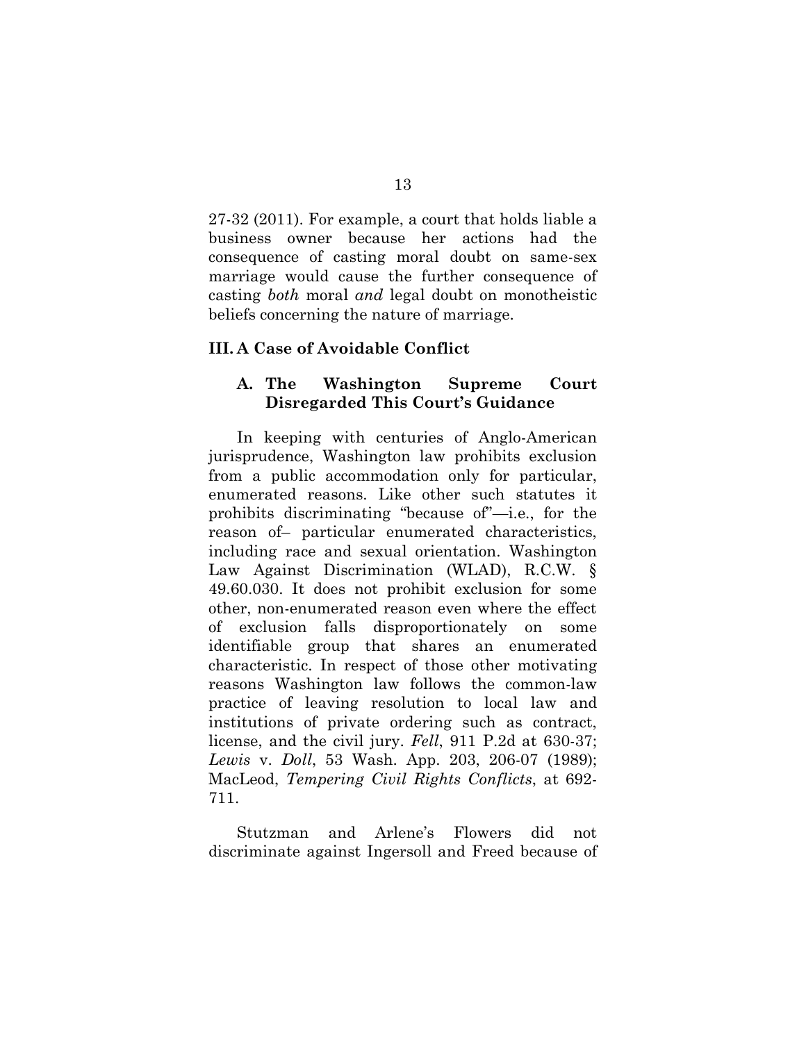27-32 (2011). For example, a court that holds liable a business owner because her actions had the consequence of casting moral doubt on same-sex marriage would cause the further consequence of casting *both* moral *and* legal doubt on monotheistic beliefs concerning the nature of marriage.

## III. A Case of Avoidable Conflict

### A. The Washington Supreme Court Disregarded This Court's Guidance

In keeping with centuries of Anglo-American jurisprudence, Washington law prohibits exclusion from a public accommodation only for particular, enumerated reasons. Like other such statutes it prohibits discriminating "because of"—i.e., for the reason of– particular enumerated characteristics, including race and sexual orientation. Washington Law Against Discrimination (WLAD), R.C.W. § 49.60.030. It does not prohibit exclusion for some other, non-enumerated reason even where the effect of exclusion falls disproportionately on some identifiable group that shares an enumerated characteristic. In respect of those other motivating reasons Washington law follows the common-law practice of leaving resolution to local law and institutions of private ordering such as contract, license, and the civil jury. *Fell*, 911 P.2d at 630-37; *Lewis* v. *Doll*, 53 Wash. App. 203, 206-07 (1989); MacLeod, *Tempering Civil Rights Conflicts*, at 692-711.

Stutzman and Arlene's Flowers did not discriminate against Ingersoll and Freed because of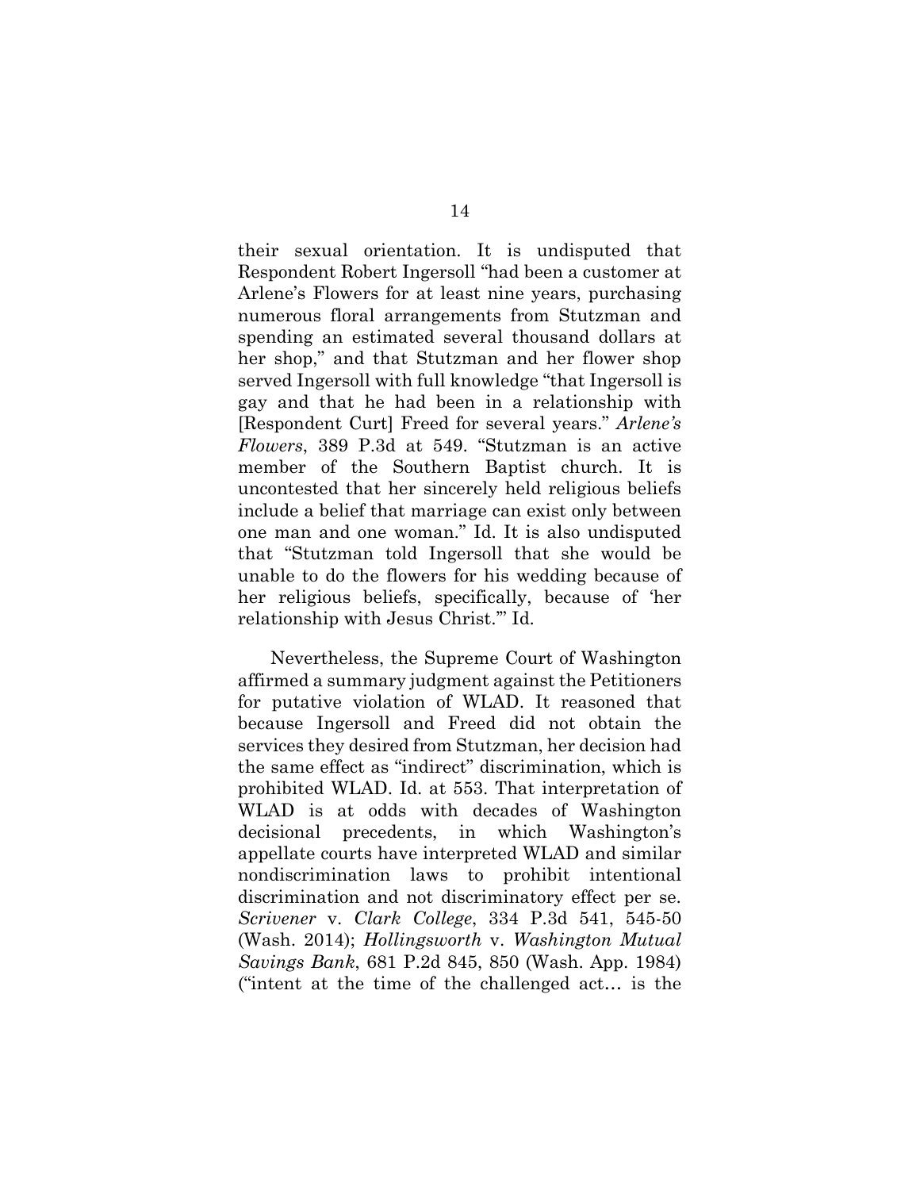their sexual orientation. It is undisputed that Respondent Robert Ingersoll "had been a customer at Arlene's Flowers for at least nine years, purchasing numerous floral arrangements from Stutzman and spending an estimated several thousand dollars at her shop," and that Stutzman and her flower shop served Ingersoll with full knowledge "that Ingersoll is gay and that he had been in a relationship with [Respondent Curt] Freed for several years." *Arlene's Flowers*, 389 P.3d at 549. "Stutzman is an active member of the Southern Baptist church. It is uncontested that her sincerely held religious beliefs include a belief that marriage can exist only between one man and one woman." Id. It is also undisputed that "Stutzman told Ingersoll that she would be unable to do the flowers for his wedding because of her religious beliefs, specifically, because of 'her relationship with Jesus Christ.'" Id.

Nevertheless, the Supreme Court of Washington affirmed a summary judgment against the Petitioners for putative violation of WLAD. It reasoned that because Ingersoll and Freed did not obtain the services they desired from Stutzman, her decision had the same effect as "indirect" discrimination, which is prohibited WLAD. Id. at 553. That interpretation of WLAD is at odds with decades of Washington decisional precedents, in which Washington's appellate courts have interpreted WLAD and similar nondiscrimination laws to prohibit intentional discrimination and not discriminatory effect per se. *Scrivener* v. *Clark College*, 334 P.3d 541, 545-50 (Wash. 2014); *Hollingsworth* v. *Washington Mutual Savings Bank*, 681 P.2d 845, 850 (Wash. App. 1984) ("intent at the time of the challenged act… is the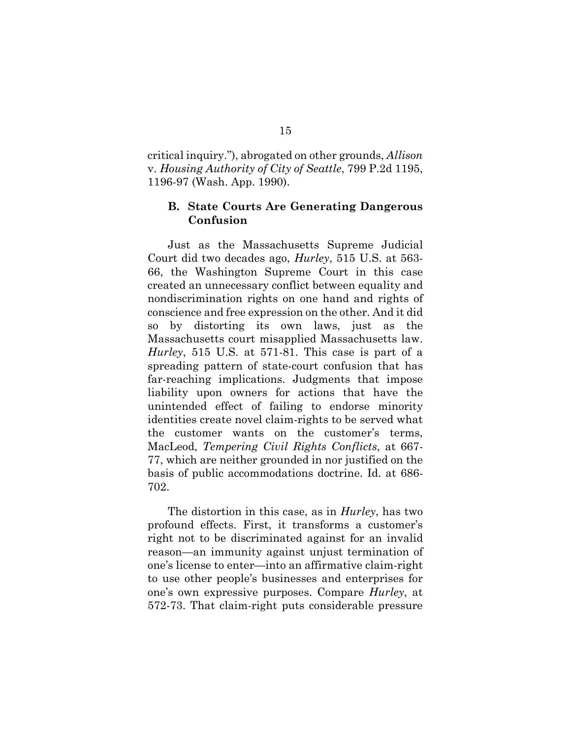critical inquiry."), abrogated on other grounds, *Allison* v. *Housing Authority of City of Seattle*, 799 P.2d 1195, 1196-97 (Wash. App. 1990).

### B. State Courts Are Generating Dangerous Confusion

Just as the Massachusetts Supreme Judicial Court did two decades ago, *Hurley*, 515 U.S. at 563-66, the Washington Supreme Court in this case created an unnecessary conflict between equality and nondiscrimination rights on one hand and rights of conscience and free expression on the other. And it did so by distorting its own laws, just as the Massachusetts court misapplied Massachusetts law. *Hurley*, 515 U.S. at 571-81. This case is part of a spreading pattern of state-court confusion that has far-reaching implications. Judgments that impose liability upon owners for actions that have the unintended effect of failing to endorse minority identities create novel claim-rights to be served what the customer wants on the customer's terms, MacLeod, *Tempering Civil Rights Conflicts*, at 667-77, which are neither grounded in nor justified on the basis of public accommodations doctrine. Id. at 686-702.

The distortion in this case, as in *Hurley*, has two profound effects. First, it transforms a customer's right not to be discriminated against for an invalid reason—an immunity against unjust termination of one's license to enter—into an affirmative claim-right to use other people's businesses and enterprises for one's own expressive purposes. Compare *Hurley*, at 572-73. That claim-right puts considerable pressure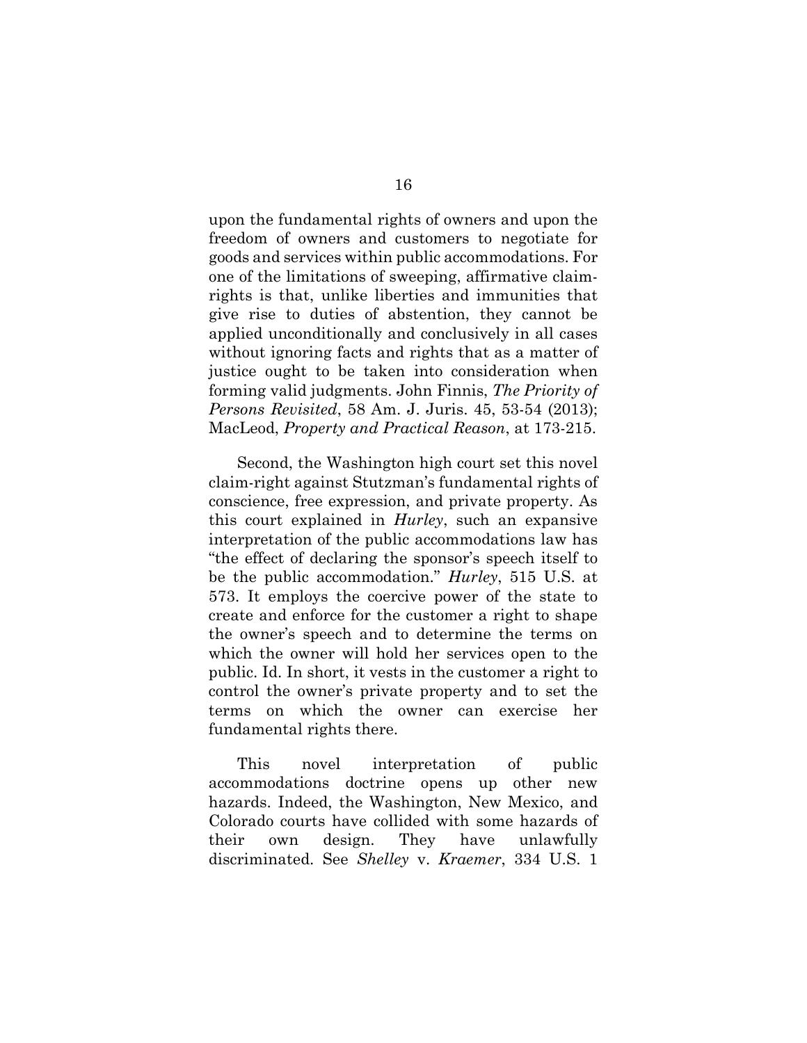upon the fundamental rights of owners and upon the freedom of owners and customers to negotiate for goods and services within public accommodations. For one of the limitations of sweeping, affirmative claim-rights is that, unlike liberties and immunities that give rise to duties of abstention, they cannot be applied unconditionally and conclusively in all cases without ignoring facts and rights that as a matter of justice ought to be taken into consideration when forming valid judgments. John Finnis, *The Priority of Persons Revisited*, 58 Am. J. Juris. 45, 53-54 (2013); MacLeod, *Property and Practical Reason*, at 173-215.

Second, the Washington high court set this novel claim-right against Stutzman's fundamental rights of conscience, free expression, and private property. As this court explained in *Hurley*, such an expansive interpretation of the public accommodations law has "the effect of declaring the sponsor's speech itself to be the public accommodation." *Hurley*, 515 U.S. at 573. It employs the coercive power of the state to create and enforce for the customer a right to shape the owner's speech and to determine the terms on which the owner will hold her services open to the public. Id. In short, it vests in the customer a right to control the owner's private property and to set the terms on which the owner can exercise her fundamental rights there.

This novel interpretation of public accommodations doctrine opens up other new hazards. Indeed, the Washington, New Mexico, and Colorado courts have collided with some hazards of their own design. They have unlawfully discriminated. See *Shelley* v. *Kraemer*, 334 U.S. 1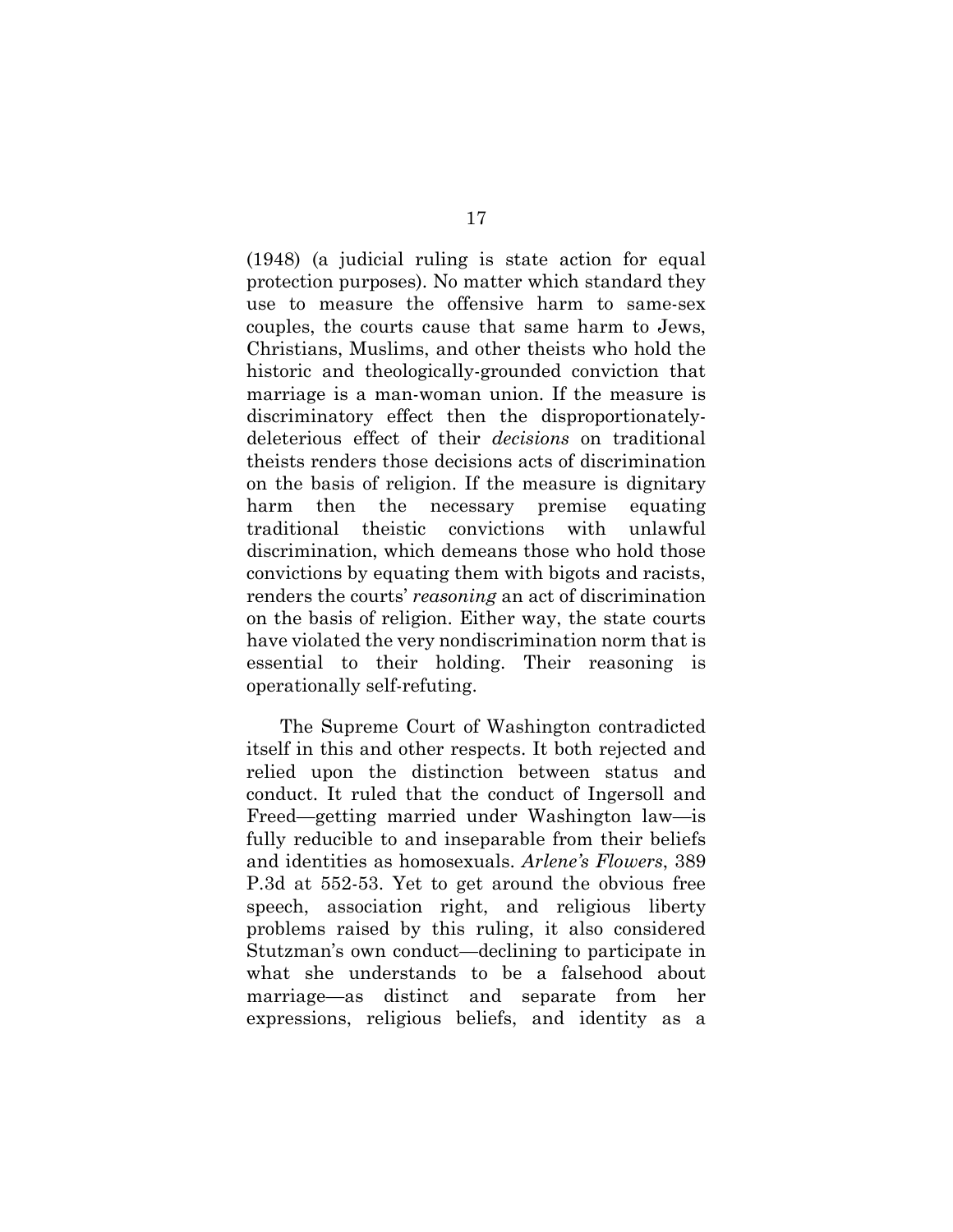(1948) (a judicial ruling is state action for equal protection purposes). No matter which standard they use to measure the offensive harm to same-sex couples, the courts cause that same harm to Jews, Christians, Muslims, and other theists who hold the historic and theologically-grounded conviction that marriage is a man-woman union. If the measure is discriminatory effect then the disproportionately-deleterious effect of their *decisions* on traditional theists renders those decisions acts of discrimination on the basis of religion. If the measure is dignitary harm then the necessary premise equating traditional theistic convictions with unlawful discrimination, which demeans those who hold those convictions by equating them with bigots and racists, renders the courts' *reasoning* an act of discrimination on the basis of religion. Either way, the state courts have violated the very nondiscrimination norm that is essential to their holding. Their reasoning is operationally self-refuting.

The Supreme Court of Washington contradicted itself in this and other respects. It both rejected and relied upon the distinction between status and conduct. It ruled that the conduct of Ingersoll and Freed—getting married under Washington law—is fully reducible to and inseparable from their beliefs and identities as homosexuals. *Arlene's Flowers*, 389 P.3d at 552-53. Yet to get around the obvious free speech, association right, and religious liberty problems raised by this ruling, it also considered Stutzman's own conduct—declining to participate in what she understands to be a falsehood about marriage—as distinct and separate from her expressions, religious beliefs, and identity as a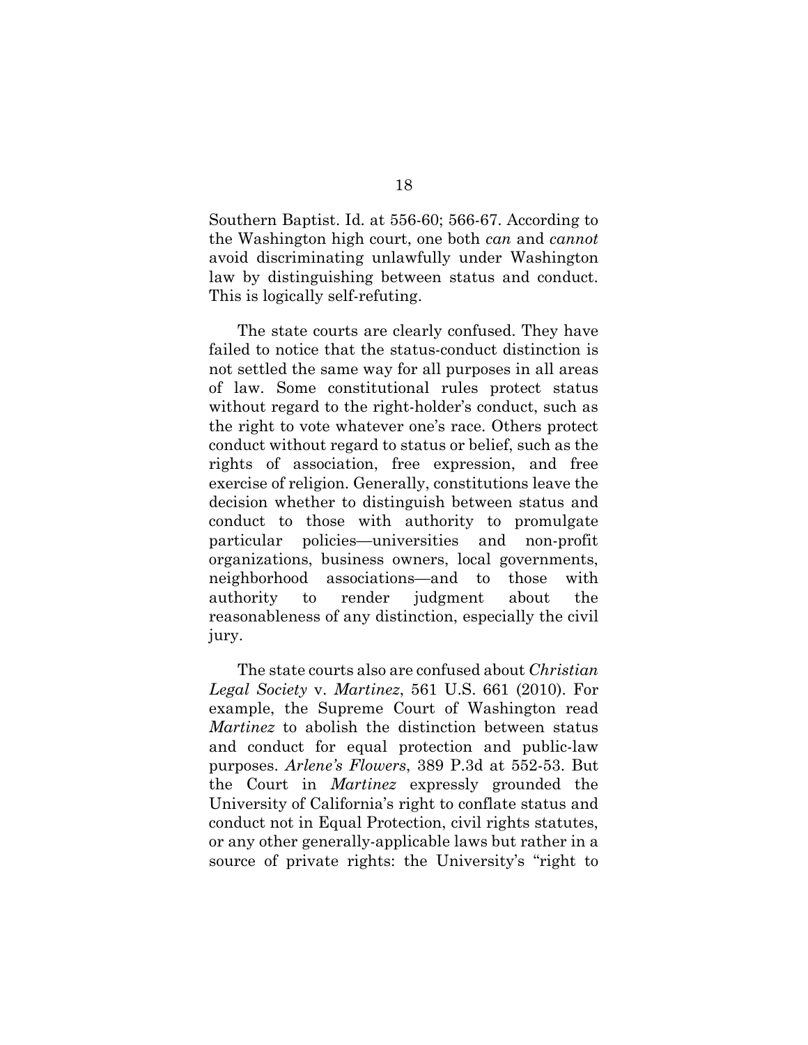Southern Baptist. Id. at 556-60; 566-67. According to the Washington high court, one both *can* and *cannot* avoid discriminating unlawfully under Washington law by distinguishing between status and conduct. This is logically self-refuting.

The state courts are clearly confused. They have failed to notice that the status-conduct distinction is not settled the same way for all purposes in all areas of law. Some constitutional rules protect status without regard to the right-holder's conduct, such as the right to vote whatever one's race. Others protect conduct without regard to status or belief, such as the rights of association, free expression, and free exercise of religion. Generally, constitutions leave the decision whether to distinguish between status and conduct to those with authority to promulgate particular policies—universities and non-profit organizations, business owners, local governments, neighborhood associations—and to those with authority to render judgment about the reasonableness of any distinction, especially the civil jury.

The state courts also are confused about *Christian Legal Society* v. *Martinez*, 561 U.S. 661 (2010). For example, the Supreme Court of Washington read *Martinez* to abolish the distinction between status and conduct for equal protection and public-law purposes. *Arlene's Flowers*, 389 P.3d at 552-53. But the Court in *Martinez* expressly grounded the University of California's right to conflate status and conduct not in Equal Protection, civil rights statutes, or any other generally-applicable laws but rather in a source of private rights: the University's "right to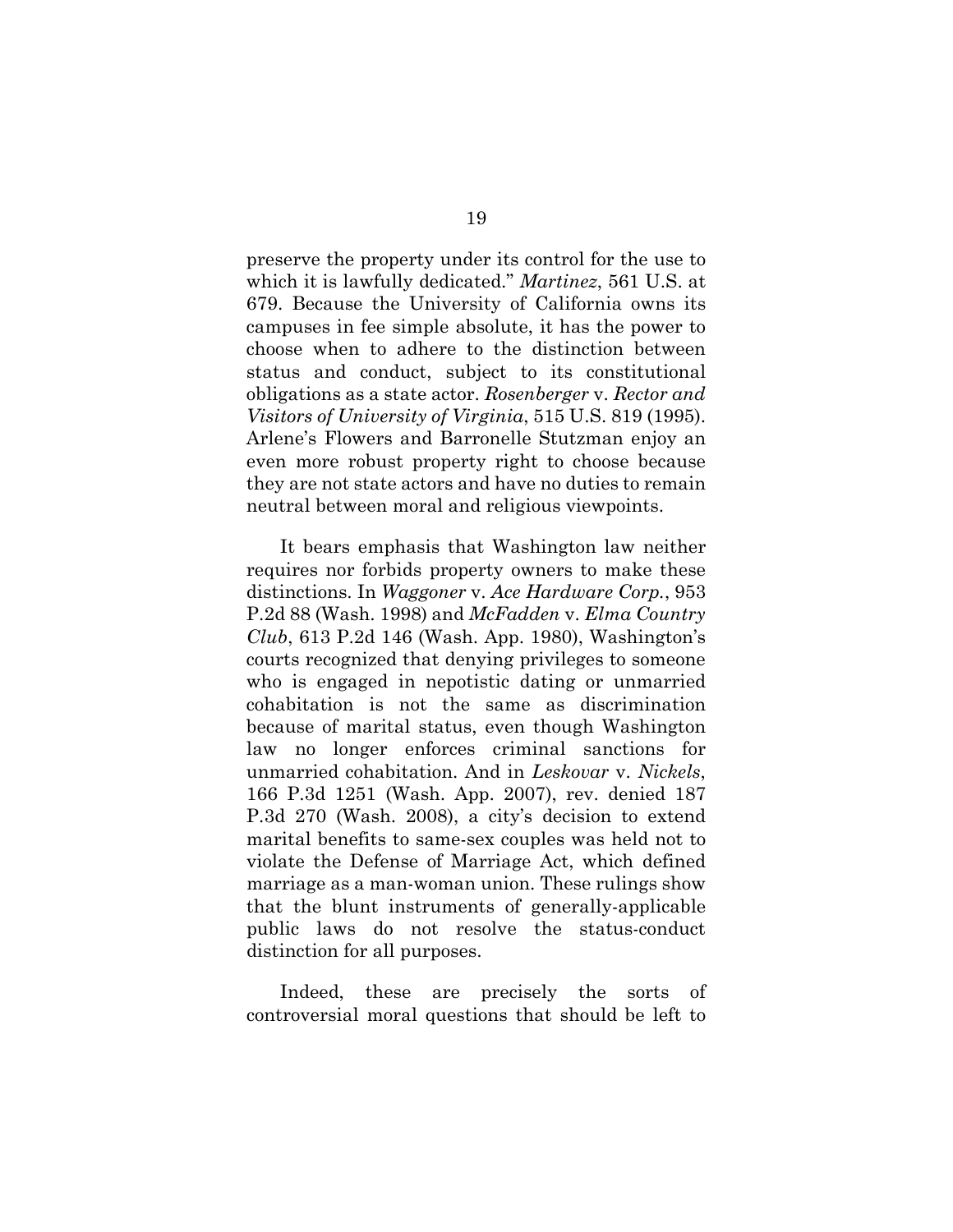preserve the property under its control for the use to which it is lawfully dedicated." *Martinez*, 561 U.S. at 679. Because the University of California owns its campuses in fee simple absolute, it has the power to choose when to adhere to the distinction between status and conduct, subject to its constitutional obligations as a state actor. *Rosenberger* v. *Rector and Visitors of University of Virginia*, 515 U.S. 819 (1995). Arlene's Flowers and Barronelle Stutzman enjoy an even more robust property right to choose because they are not state actors and have no duties to remain neutral between moral and religious viewpoints.

It bears emphasis that Washington law neither requires nor forbids property owners to make these distinctions. In *Waggoner* v. *Ace Hardware Corp.*, 953 P.2d 88 (Wash. 1998) and *McFadden* v. *Elma Country Club*, 613 P.2d 146 (Wash. App. 1980), Washington's courts recognized that denying privileges to someone who is engaged in nepotistic dating or unmarried cohabitation is not the same as discrimination because of marital status, even though Washington law no longer enforces criminal sanctions for unmarried cohabitation. And in *Leskovar* v. *Nickels*, 166 P.3d 1251 (Wash. App. 2007), rev. denied 187 P.3d 270 (Wash. 2008), a city's decision to extend marital benefits to same-sex couples was held not to violate the Defense of Marriage Act, which defined marriage as a man-woman union. These rulings show that the blunt instruments of generally-applicable public laws do not resolve the status-conduct distinction for all purposes.

Indeed, these are precisely the sorts of controversial moral questions that should be left to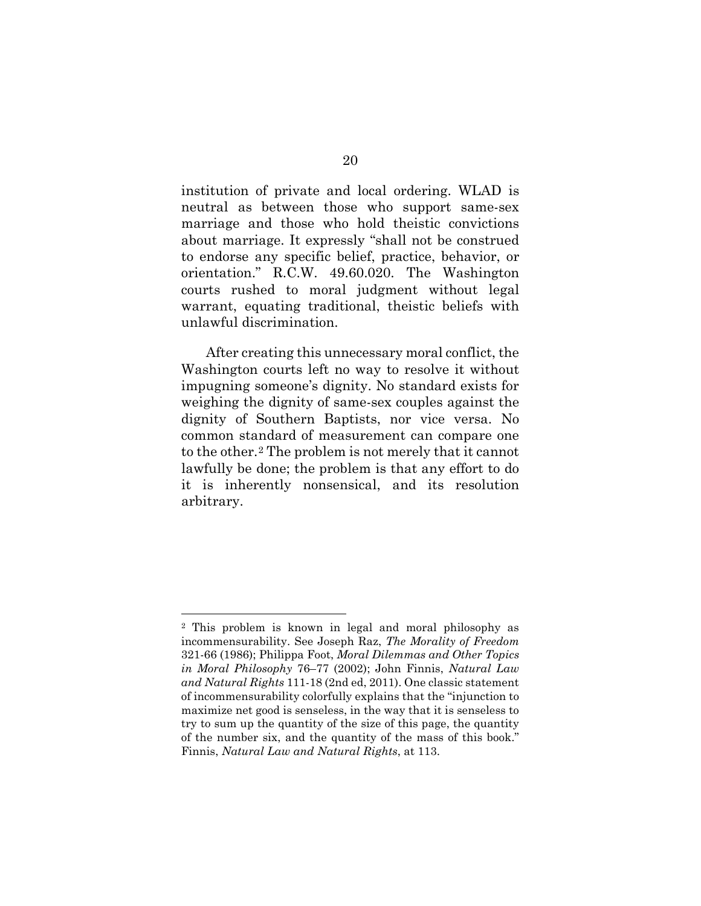institution of private and local ordering. WLAD is neutral as between those who support same-sex marriage and those who hold theistic convictions about marriage. It expressly "shall not be construed to endorse any specific belief, practice, behavior, or orientation." R.C.W. 49.60.020. The Washington courts rushed to moral judgment without legal warrant, equating traditional, theistic beliefs with unlawful discrimination.

After creating this unnecessary moral conflict, the Washington courts left no way to resolve it without impugning someone's dignity. No standard exists for weighing the dignity of same-sex couples against the dignity of Southern Baptists, nor vice versa. No common standard of measurement can compare one to the other.[2] The problem is not merely that it cannot lawfully be done; the problem is that any effort to do it is inherently nonsensical, and its resolution arbitrary.

---

[2] This problem is known in legal and moral philosophy as incommensurability. See Joseph Raz, *The Morality of Freedom* 321-66 (1986); Philippa Foot, *Moral Dilemmas and Other Topics in Moral Philosophy* 76–77 (2002); John Finnis, *Natural Law and Natural Rights* 111-18 (2nd ed, 2011). One classic statement of incommensurability colorfully explains that the "injunction to maximize net good is senseless, in the way that it is senseless to try to sum up the quantity of the size of this page, the quantity of the number six, and the quantity of the mass of this book." Finnis, *Natural Law and Natural Rights*, at 113.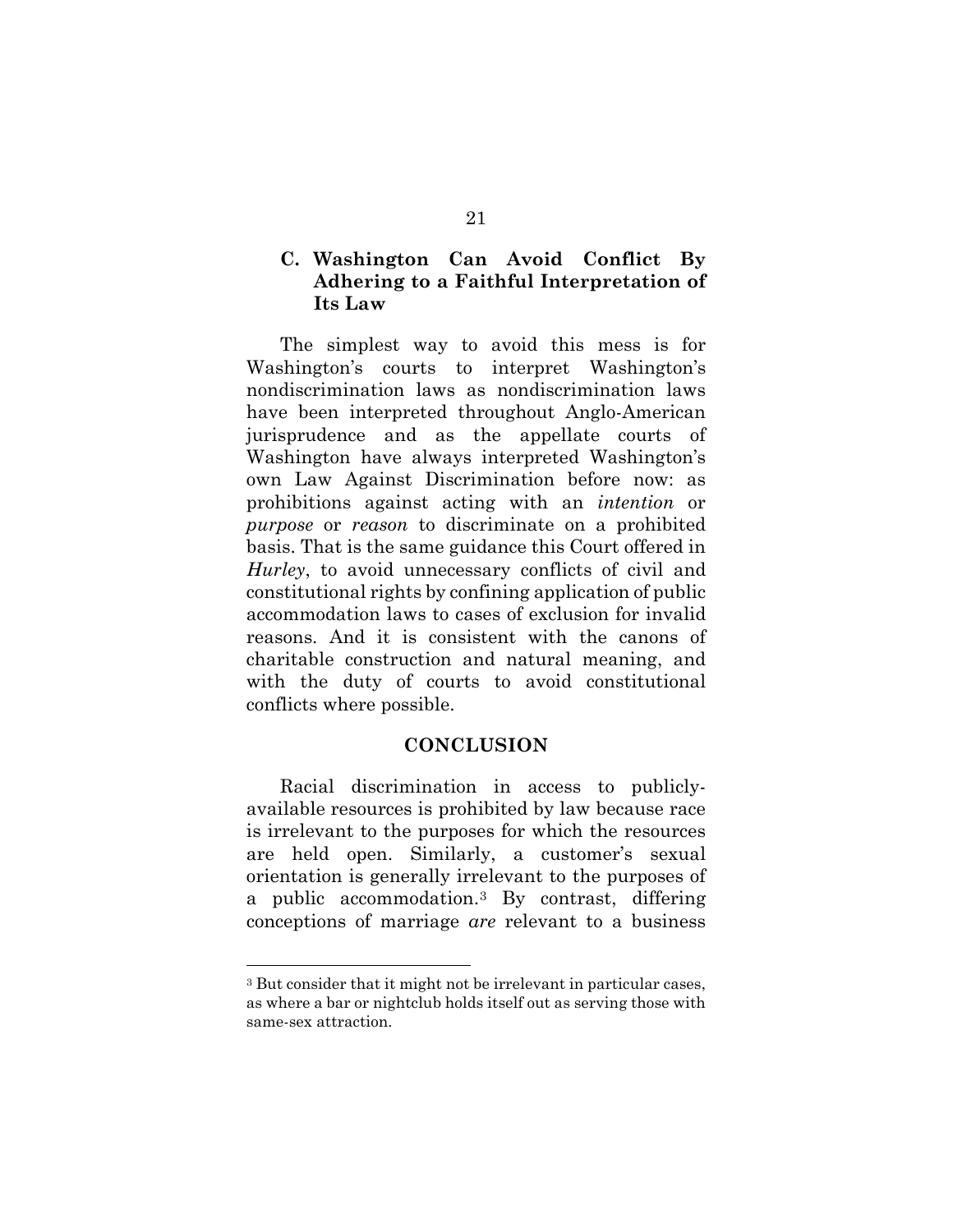### C. Washington Can Avoid Conflict By Adhering to a Faithful Interpretation of Its Law

The simplest way to avoid this mess is for Washington's courts to interpret Washington's nondiscrimination laws as nondiscrimination laws have been interpreted throughout Anglo-American jurisprudence and as the appellate courts of Washington have always interpreted Washington's own Law Against Discrimination before now: as prohibitions against acting with an *intention* or *purpose* or *reason* to discriminate on a prohibited basis. That is the same guidance this Court offered in *Hurley*, to avoid unnecessary conflicts of civil and constitutional rights by confining application of public accommodation laws to cases of exclusion for invalid reasons. And it is consistent with the canons of charitable construction and natural meaning, and with the duty of courts to avoid constitutional conflicts where possible.

## CONCLUSION

Racial discrimination in access to publicly-available resources is prohibited by law because race is irrelevant to the purposes for which the resources are held open. Similarly, a customer's sexual orientation is generally irrelevant to the purposes of a public accommodation.[3] By contrast, differing conceptions of marriage *are* relevant to a business

---

[3] But consider that it might not be irrelevant in particular cases, as where a bar or nightclub holds itself out as serving those with same-sex attraction.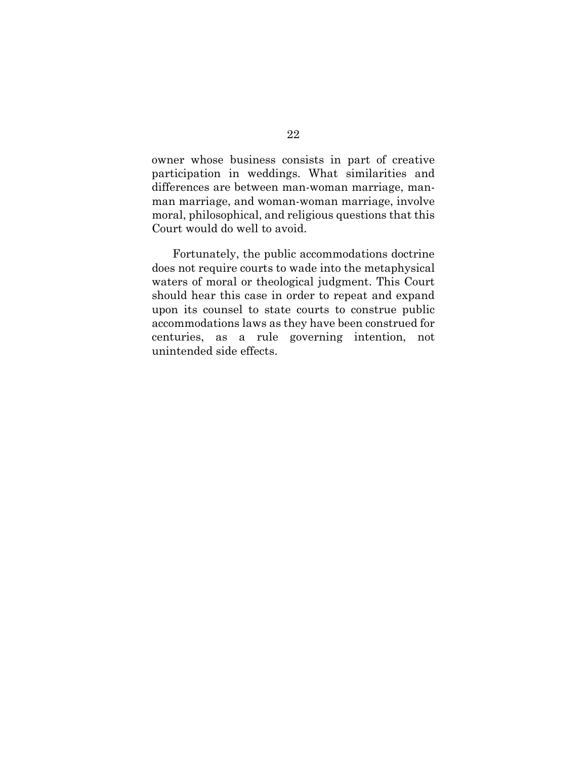owner whose business consists in part of creative participation in weddings. What similarities and differences are between man-woman marriage, man-man marriage, and woman-woman marriage, involve moral, philosophical, and religious questions that this Court would do well to avoid.

Fortunately, the public accommodations doctrine does not require courts to wade into the metaphysical waters of moral or theological judgment. This Court should hear this case in order to repeat and expand upon its counsel to state courts to construe public accommodations laws as they have been construed for centuries, as a rule governing intention, not unintended side effects.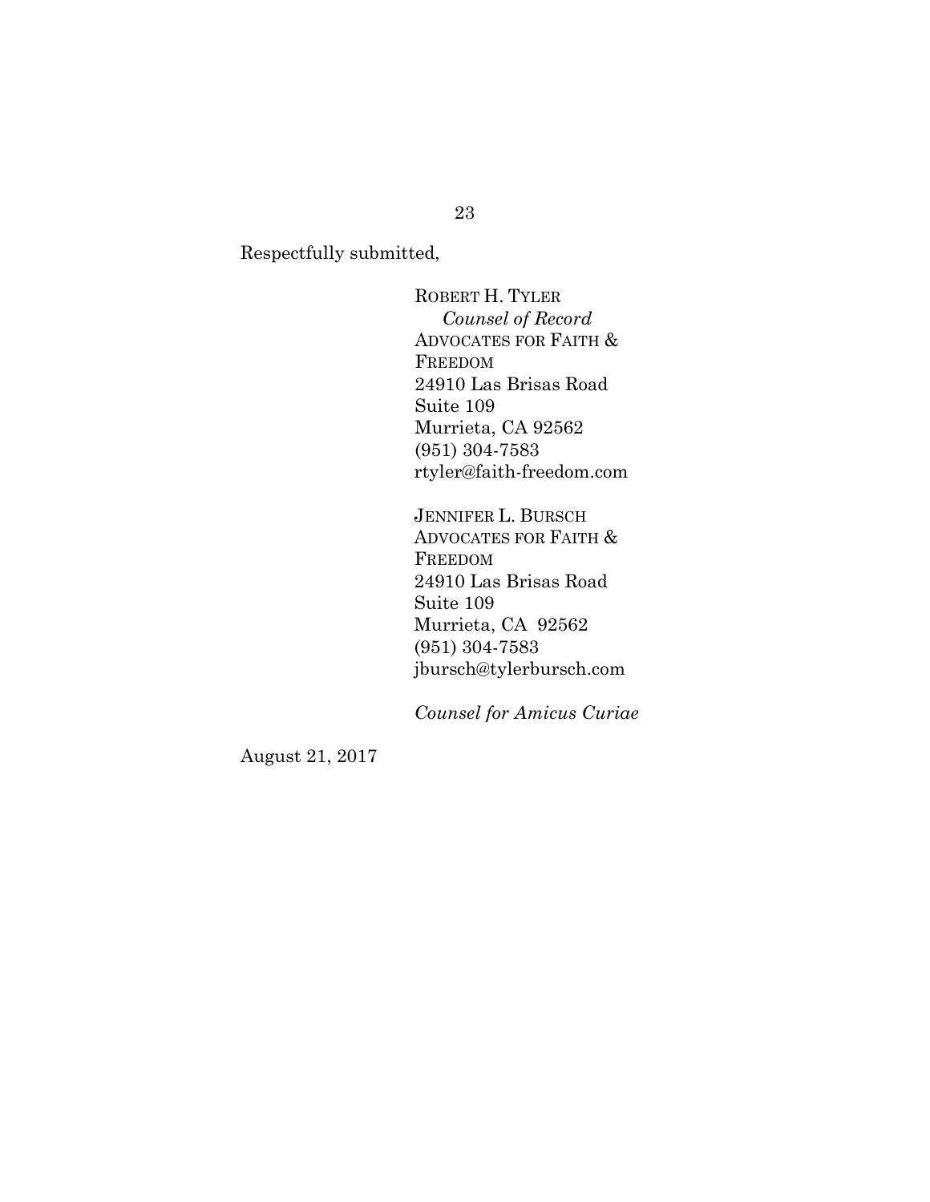Respectfully submitted,

ROBERT H. TYLER
*Counsel of Record*
ADVOCATES FOR FAITH &
FREEDOM
24910 Las Brisas Road
Suite 109
Murrieta, CA 92562
(951) 304-7583
rtyler@faith-freedom.com

JENNIFER L. BURSCH
ADVOCATES FOR FAITH &
FREEDOM
24910 Las Brisas Road
Suite 109
Murrieta, CA 92562
(951) 304-7583
jbursch@tylerbursch.com

*Counsel for Amicus Curiae*

August 21, 2017